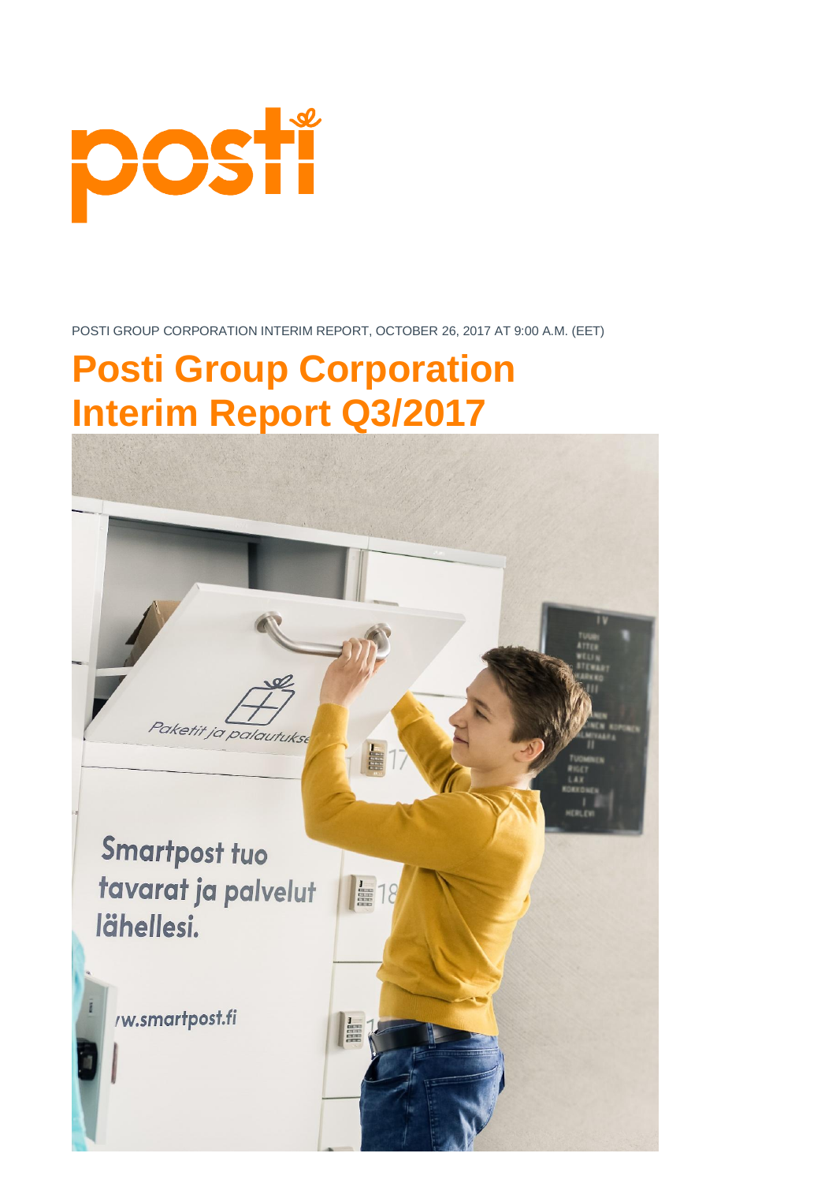POSTI GROUP CORPORATION INTERIM REPORT, OCTOBER 26, 2017 AT 9:00 A.M. (EET)

# Posti Group Corporation Interim Report Q3/2017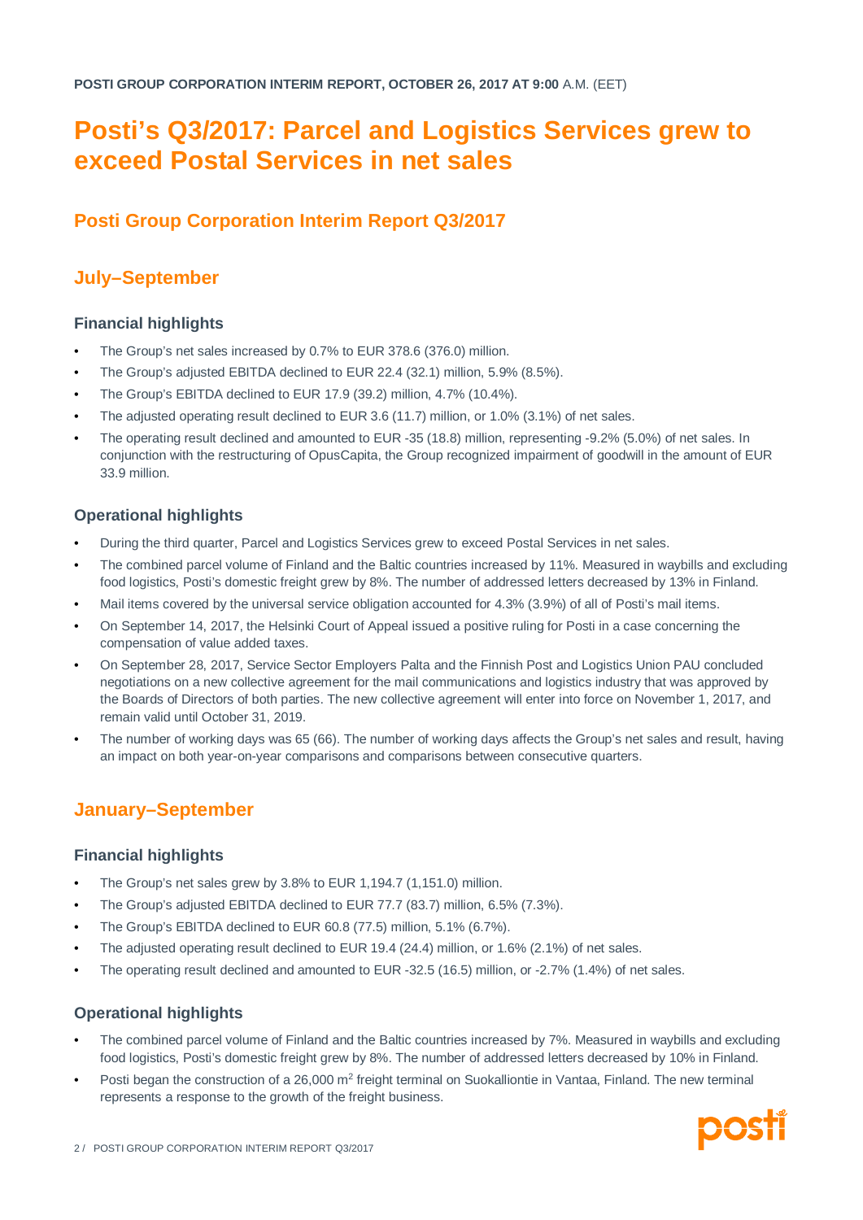**POSTI GROUP CORPORATION INTERIM REPORT, OCTOBER 26, 2017 AT 9:00** A.M. (EET)

# Posti's Q3/2017: Parcel and Logistics Services grew to exceed Postal Services in net sales

## Posti Group Corporation Interim Report Q3/2017

## July–September

### Financial highlights

- The Group's net sales increased by 0.7% to EUR 378.6 (376.0) million.
- The Group's adjusted EBITDA declined to EUR 22.4 (32.1) million, 5.9% (8.5%).
- The Group's EBITDA declined to EUR 17.9 (39.2) million, 4.7% (10.4%).
- The adjusted operating result declined to EUR 3.6 (11.7) million, or 1.0% (3.1%) of net sales.
- The operating result declined and amounted to EUR -35 (18.8) million, representing -9.2% (5.0%) of net sales. In conjunction with the restructuring of OpusCapita, the Group recognized impairment of goodwill in the amount of EUR 33.9 million.

### Operational highlights

- During the third quarter, Parcel and Logistics Services grew to exceed Postal Services in net sales.
- The combined parcel volume of Finland and the Baltic countries increased by 11%. Measured in waybills and excluding food logistics, Posti's domestic freight grew by 8%. The number of addressed letters decreased by 13% in Finland.
- Mail items covered by the universal service obligation accounted for 4.3% (3.9%) of all of Posti's mail items.
- On September 14, 2017, the Helsinki Court of Appeal issued a positive ruling for Posti in a case concerning the compensation of value added taxes.
- On September 28, 2017, Service Sector Employers Palta and the Finnish Post and Logistics Union PAU concluded negotiations on a new collective agreement for the mail communications and logistics industry that was approved by the Boards of Directors of both parties. The new collective agreement will enter into force on November 1, 2017, and remain valid until October 31, 2019.
- The number of working days was 65 (66). The number of working days affects the Group's net sales and result, having an impact on both year-on-year comparisons and comparisons between consecutive quarters.

## January–September

### Financial highlights

- The Group's net sales grew by 3.8% to EUR 1,194.7 (1,151.0) million.
- The Group's adjusted EBITDA declined to EUR 77.7 (83.7) million, 6.5% (7.3%).
- The Group's EBITDA declined to EUR 60.8 (77.5) million, 5.1% (6.7%).
- The adjusted operating result declined to EUR 19.4 (24.4) million, or 1.6% (2.1%) of net sales.
- The operating result declined and amounted to EUR -32.5 (16.5) million, or -2.7% (1.4%) of net sales.

### Operational highlights

- The combined parcel volume of Finland and the Baltic countries increased by 7%. Measured in waybills and excluding food logistics, Posti's domestic freight grew by 8%. The number of addressed letters decreased by 10% in Finland.
- Posti began the construction of a 26,000 $m^2$ freight terminal on Suokalliontie in Vantaa, Finland. The new terminal represents a response to the growth of the freight business.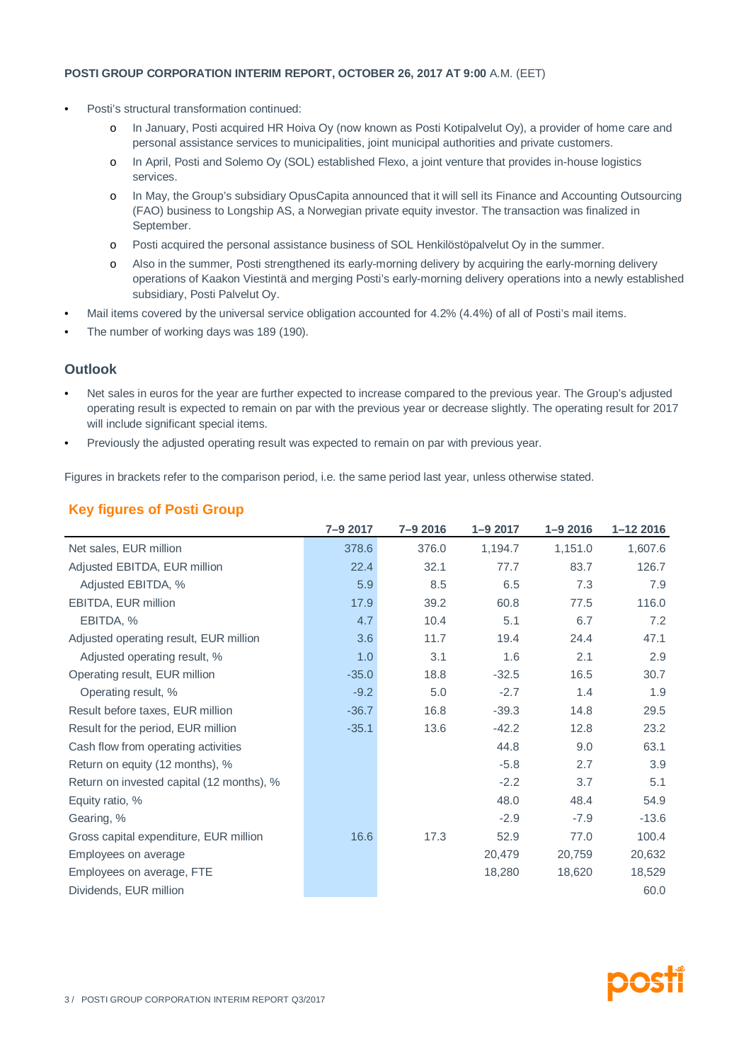**POSTI GROUP CORPORATION INTERIM REPORT, OCTOBER 26, 2017 AT 9:00** A.M. (EET)

- Posti's structural transformation continued:
  - In January, Posti acquired HR Hoiva Oy (now known as Posti Kotipalvelut Oy), a provider of home care and personal assistance services to municipalities, joint municipal authorities and private customers.
  - In April, Posti and Solemo Oy (SOL) established Flexo, a joint venture that provides in-house logistics services.
  - In May, the Group's subsidiary OpusCapita announced that it will sell its Finance and Accounting Outsourcing (FAO) business to Longship AS, a Norwegian private equity investor. The transaction was finalized in September.
  - Posti acquired the personal assistance business of SOL Henkilöstöpalvelut Oy in the summer.
  - Also in the summer, Posti strengthened its early-morning delivery by acquiring the early-morning delivery operations of Kaakon Viestintä and merging Posti's early-morning delivery operations into a newly established subsidiary, Posti Palvelut Oy.
- Mail items covered by the universal service obligation accounted for 4.2% (4.4%) of all of Posti's mail items.
- The number of working days was 189 (190).

## Outlook

- Net sales in euros for the year are further expected to increase compared to the previous year. The Group's adjusted operating result is expected to remain on par with the previous year or decrease slightly. The operating result for 2017 will include significant special items.
- Previously the adjusted operating result was expected to remain on par with previous year.

Figures in brackets refer to the comparison period, i.e. the same period last year, unless otherwise stated.

## Key figures of Posti Group

| | 7–9 2017 | 7–9 2016 | 1–9 2017 | 1–9 2016 | 1–12 2016 |
|---|---|---|---|---|---|
| Net sales, EUR million | 378.6 | 376.0 | 1,194.7 | 1,151.0 | 1,607.6 |
| Adjusted EBITDA, EUR million | 22.4 | 32.1 | 77.7 | 83.7 | 126.7 |
| Adjusted EBITDA, % | 5.9 | 8.5 | 6.5 | 7.3 | 7.9 |
| EBITDA, EUR million | 17.9 | 39.2 | 60.8 | 77.5 | 116.0 |
| EBITDA, % | 4.7 | 10.4 | 5.1 | 6.7 | 7.2 |
| Adjusted operating result, EUR million | 3.6 | 11.7 | 19.4 | 24.4 | 47.1 |
| Adjusted operating result, % | 1.0 | 3.1 | 1.6 | 2.1 | 2.9 |
| Operating result, EUR million | -35.0 | 18.8 | -32.5 | 16.5 | 30.7 |
| Operating result, % | -9.2 | 5.0 | -2.7 | 1.4 | 1.9 |
| Result before taxes, EUR million | -36.7 | 16.8 | -39.3 | 14.8 | 29.5 |
| Result for the period, EUR million | -35.1 | 13.6 | -42.2 | 12.8 | 23.2 |
| Cash flow from operating activities | | | 44.8 | 9.0 | 63.1 |
| Return on equity (12 months), % | | | -5.8 | 2.7 | 3.9 |
| Return on invested capital (12 months), % | | | -2.2 | 3.7 | 5.1 |
| Equity ratio, % | | | 48.0 | 48.4 | 54.9 |
| Gearing, % | | | -2.9 | -7.9 | -13.6 |
| Gross capital expenditure, EUR million | 16.6 | 17.3 | 52.9 | 77.0 | 100.4 |
| Employees on average | | | 20,479 | 20,759 | 20,632 |
| Employees on average, FTE | | | 18,280 | 18,620 | 18,529 |
| Dividends, EUR million | | | | | 60.0 |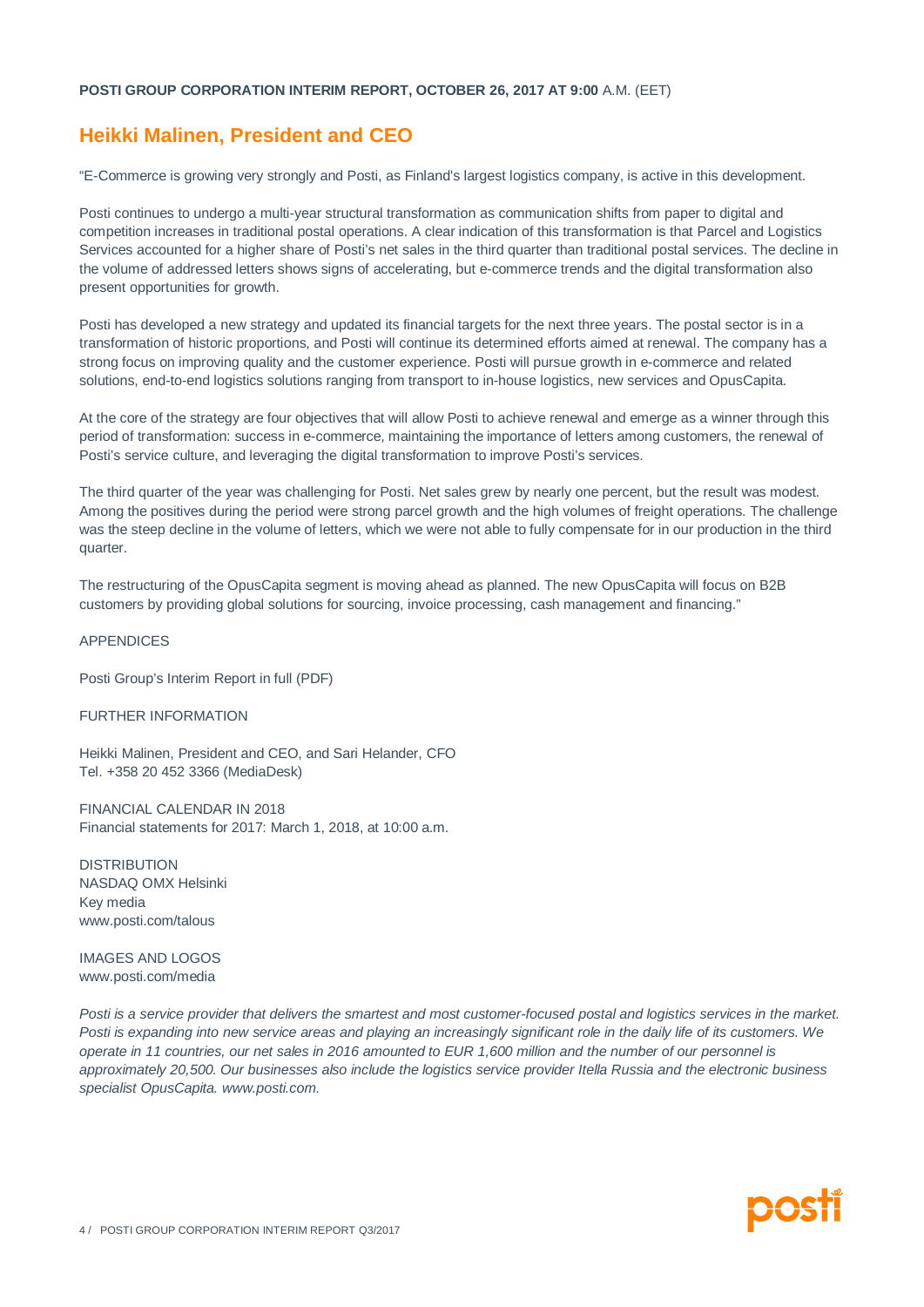**POSTI GROUP CORPORATION INTERIM REPORT, OCTOBER 26, 2017 AT 9:00** A.M. (EET)

## Heikki Malinen, President and CEO

"E-Commerce is growing very strongly and Posti, as Finland's largest logistics company, is active in this development.

Posti continues to undergo a multi-year structural transformation as communication shifts from paper to digital and competition increases in traditional postal operations. A clear indication of this transformation is that Parcel and Logistics Services accounted for a higher share of Posti's net sales in the third quarter than traditional postal services. The decline in the volume of addressed letters shows signs of accelerating, but e-commerce trends and the digital transformation also present opportunities for growth.

Posti has developed a new strategy and updated its financial targets for the next three years. The postal sector is in a transformation of historic proportions, and Posti will continue its determined efforts aimed at renewal. The company has a strong focus on improving quality and the customer experience. Posti will pursue growth in e-commerce and related solutions, end-to-end logistics solutions ranging from transport to in-house logistics, new services and OpusCapita.

At the core of the strategy are four objectives that will allow Posti to achieve renewal and emerge as a winner through this period of transformation: success in e-commerce, maintaining the importance of letters among customers, the renewal of Posti's service culture, and leveraging the digital transformation to improve Posti's services.

The third quarter of the year was challenging for Posti. Net sales grew by nearly one percent, but the result was modest. Among the positives during the period were strong parcel growth and the high volumes of freight operations. The challenge was the steep decline in the volume of letters, which we were not able to fully compensate for in our production in the third quarter.

The restructuring of the OpusCapita segment is moving ahead as planned. The new OpusCapita will focus on B2B customers by providing global solutions for sourcing, invoice processing, cash management and financing."

APPENDICES

Posti Group's Interim Report in full (PDF)

FURTHER INFORMATION

Heikki Malinen, President and CEO, and Sari Helander, CFO
Tel. +358 20 452 3366 (MediaDesk)

FINANCIAL CALENDAR IN 2018
Financial statements for 2017: March 1, 2018, at 10:00 a.m.

DISTRIBUTION
NASDAQ OMX Helsinki
Key media
www.posti.com/talous

IMAGES AND LOGOS
www.posti.com/media

*Posti is a service provider that delivers the smartest and most customer-focused postal and logistics services in the market. Posti is expanding into new service areas and playing an increasingly significant role in the daily life of its customers. We operate in 11 countries, our net sales in 2016 amounted to EUR 1,600 million and the number of our personnel is approximately 20,500. Our businesses also include the logistics service provider Itella Russia and the electronic business specialist OpusCapita. www.posti.com.*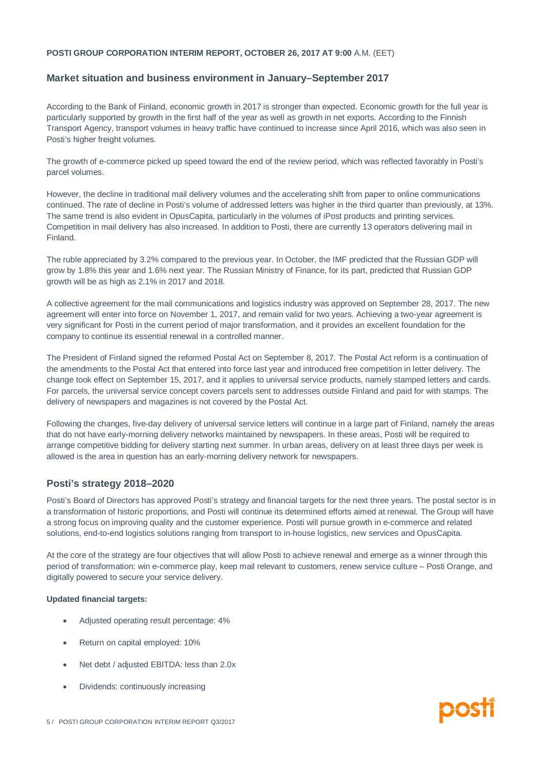**POSTI GROUP CORPORATION INTERIM REPORT, OCTOBER 26, 2017 AT 9:00** A.M. (EET)

## Market situation and business environment in January–September 2017

According to the Bank of Finland, economic growth in 2017 is stronger than expected. Economic growth for the full year is particularly supported by growth in the first half of the year as well as growth in net exports. According to the Finnish Transport Agency, transport volumes in heavy traffic have continued to increase since April 2016, which was also seen in Posti's higher freight volumes.

The growth of e-commerce picked up speed toward the end of the review period, which was reflected favorably in Posti's parcel volumes.

However, the decline in traditional mail delivery volumes and the accelerating shift from paper to online communications continued. The rate of decline in Posti's volume of addressed letters was higher in the third quarter than previously, at 13%. The same trend is also evident in OpusCapita, particularly in the volumes of iPost products and printing services. Competition in mail delivery has also increased. In addition to Posti, there are currently 13 operators delivering mail in Finland.

The ruble appreciated by 3.2% compared to the previous year. In October, the IMF predicted that the Russian GDP will grow by 1.8% this year and 1.6% next year. The Russian Ministry of Finance, for its part, predicted that Russian GDP growth will be as high as 2.1% in 2017 and 2018.

A collective agreement for the mail communications and logistics industry was approved on September 28, 2017. The new agreement will enter into force on November 1, 2017, and remain valid for two years. Achieving a two-year agreement is very significant for Posti in the current period of major transformation, and it provides an excellent foundation for the company to continue its essential renewal in a controlled manner.

The President of Finland signed the reformed Postal Act on September 8, 2017. The Postal Act reform is a continuation of the amendments to the Postal Act that entered into force last year and introduced free competition in letter delivery. The change took effect on September 15, 2017, and it applies to universal service products, namely stamped letters and cards. For parcels, the universal service concept covers parcels sent to addresses outside Finland and paid for with stamps. The delivery of newspapers and magazines is not covered by the Postal Act.

Following the changes, five-day delivery of universal service letters will continue in a large part of Finland, namely the areas that do not have early-morning delivery networks maintained by newspapers. In these areas, Posti will be required to arrange competitive bidding for delivery starting next summer. In urban areas, delivery on at least three days per week is allowed is the area in question has an early-morning delivery network for newspapers.

## Posti's strategy 2018–2020

Posti's Board of Directors has approved Posti's strategy and financial targets for the next three years. The postal sector is in a transformation of historic proportions, and Posti will continue its determined efforts aimed at renewal. The Group will have a strong focus on improving quality and the customer experience. Posti will pursue growth in e-commerce and related solutions, end-to-end logistics solutions ranging from transport to in-house logistics, new services and OpusCapita.

At the core of the strategy are four objectives that will allow Posti to achieve renewal and emerge as a winner through this period of transformation: win e-commerce play, keep mail relevant to customers, renew service culture – Posti Orange, and digitally powered to secure your service delivery.

**Updated financial targets:**

- Adjusted operating result percentage: 4%
- Return on capital employed: 10%
- Net debt / adjusted EBITDA: less than 2.0x
- Dividends: continuously increasing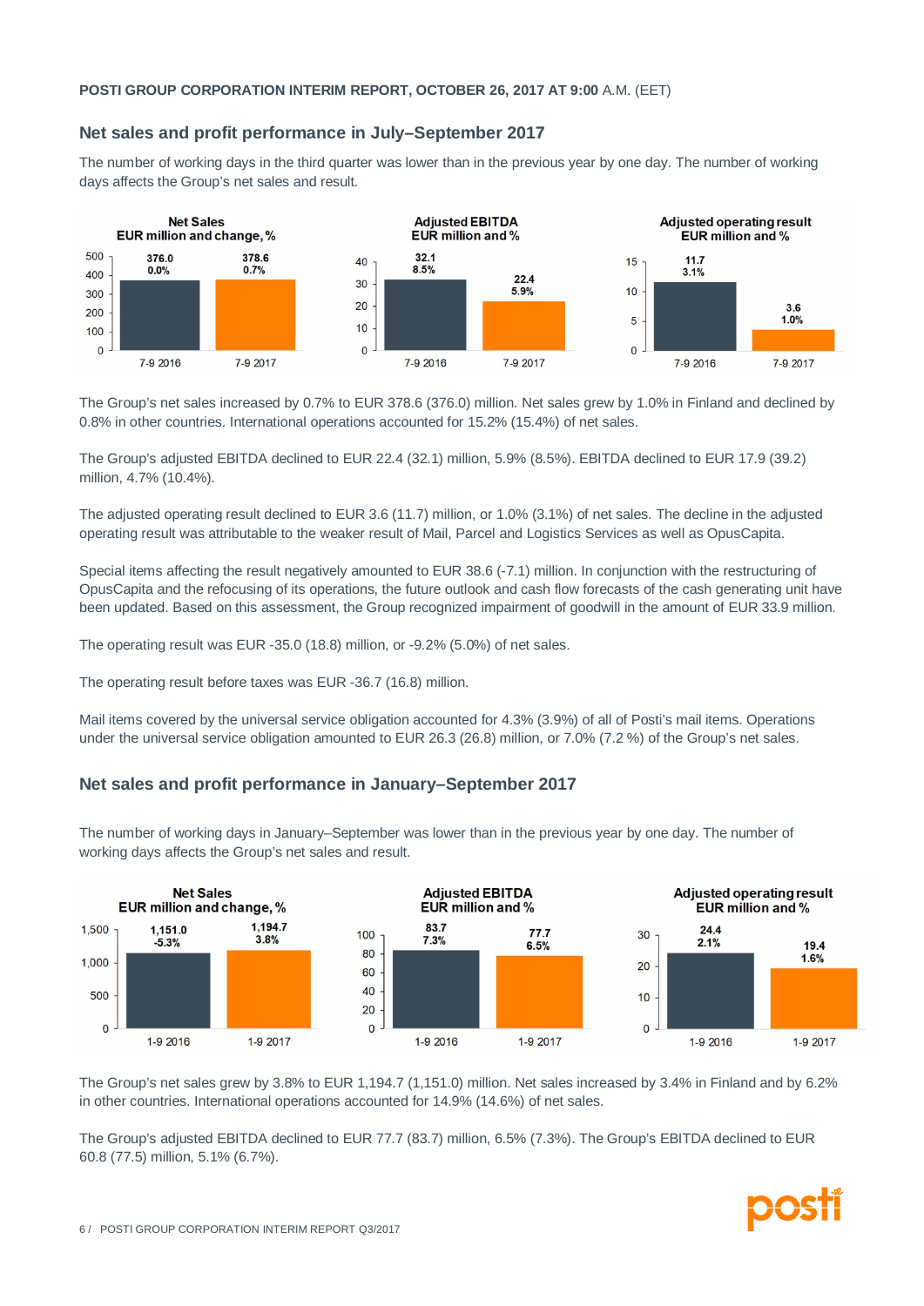## Net sales and profit performance in July–September 2017

The number of working days in the third quarter was lower than in the previous year by one day. The number of working days affects the Group's net sales and result.

| | Net Sales EUR million and change, % | Adjusted EBITDA EUR million and % | Adjusted operating result EUR million and % |
|---|---|---|---|
| 7-9 2016 | 376.0 (0.0%) | 32.1 (8.5%) | 11.7 (3.1%) |
| 7-9 2017 | 378.6 (0.7%) | 22.4 (5.9%) | 3.6 (1.0%) |

The Group's net sales increased by 0.7% to EUR 378.6 (376.0) million. Net sales grew by 1.0% in Finland and declined by 0.8% in other countries. International operations accounted for 15.2% (15.4%) of net sales.

The Group's adjusted EBITDA declined to EUR 22.4 (32.1) million, 5.9% (8.5%). EBITDA declined to EUR 17.9 (39.2) million, 4.7% (10.4%).

The adjusted operating result declined to EUR 3.6 (11.7) million, or 1.0% (3.1%) of net sales. The decline in the adjusted operating result was attributable to the weaker result of Mail, Parcel and Logistics Services as well as OpusCapita.

Special items affecting the result negatively amounted to EUR 38.6 (-7.1) million. In conjunction with the restructuring of OpusCapita and the refocusing of its operations, the future outlook and cash flow forecasts of the cash generating unit have been updated. Based on this assessment, the Group recognized impairment of goodwill in the amount of EUR 33.9 million.

The operating result was EUR -35.0 (18.8) million, or -9.2% (5.0%) of net sales.

The operating result before taxes was EUR -36.7 (16.8) million.

Mail items covered by the universal service obligation accounted for 4.3% (3.9%) of all of Posti's mail items. Operations under the universal service obligation amounted to EUR 26.3 (26.8) million, or 7.0% (7.2 %) of the Group's net sales.

## Net sales and profit performance in January–September 2017

The number of working days in January–September was lower than in the previous year by one day. The number of working days affects the Group's net sales and result.

| | Net Sales EUR million and change, % | Adjusted EBITDA EUR million and % | Adjusted operating result EUR million and % |
|---|---|---|---|
| 1-9 2016 | 1,151.0 (-5.3%) | 83.7 (7.3%) | 24.4 (2.1%) |
| 1-9 2017 | 1,194.7 (3.8%) | 77.7 (6.5%) | 19.4 (1.6%) |

The Group's net sales grew by 3.8% to EUR 1,194.7 (1,151.0) million. Net sales increased by 3.4% in Finland and by 6.2% in other countries. International operations accounted for 14.9% (14.6%) of net sales.

The Group's adjusted EBITDA declined to EUR 77.7 (83.7) million, 6.5% (7.3%). The Group's EBITDA declined to EUR 60.8 (77.5) million, 5.1% (6.7%).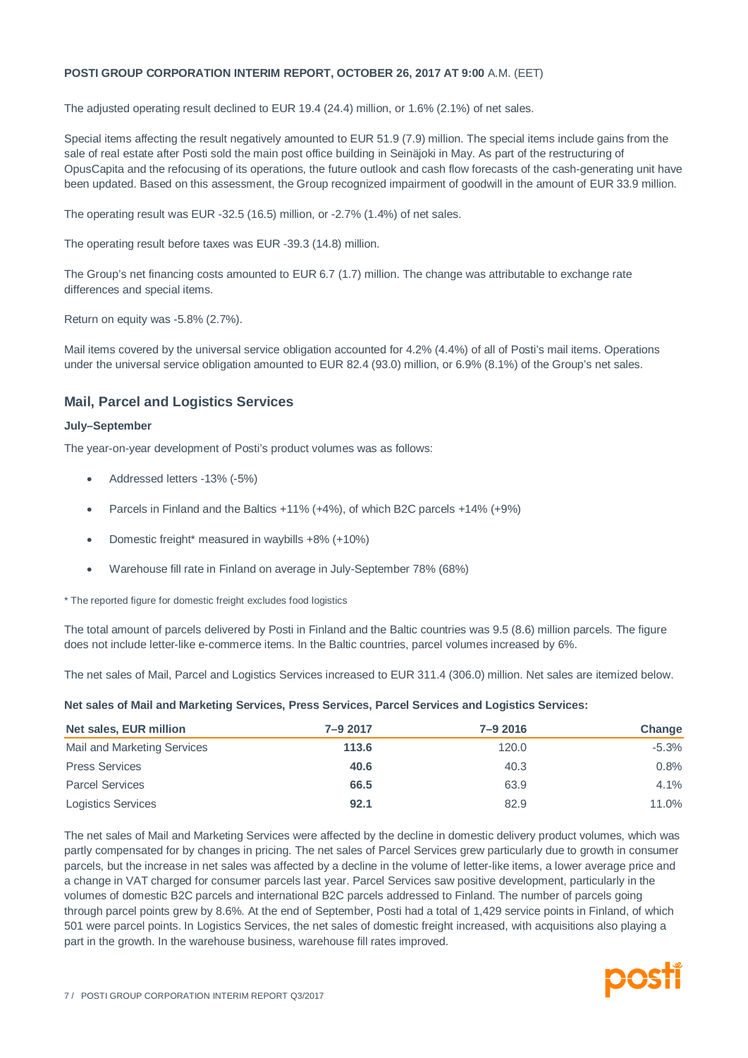The adjusted operating result declined to EUR 19.4 (24.4) million, or 1.6% (2.1%) of net sales.

Special items affecting the result negatively amounted to EUR 51.9 (7.9) million. The special items include gains from the sale of real estate after Posti sold the main post office building in Seinäjoki in May. As part of the restructuring of OpusCapita and the refocusing of its operations, the future outlook and cash flow forecasts of the cash-generating unit have been updated. Based on this assessment, the Group recognized impairment of goodwill in the amount of EUR 33.9 million.

The operating result was EUR -32.5 (16.5) million, or -2.7% (1.4%) of net sales.

The operating result before taxes was EUR -39.3 (14.8) million.

The Group's net financing costs amounted to EUR 6.7 (1.7) million. The change was attributable to exchange rate differences and special items.

Return on equity was -5.8% (2.7%).

Mail items covered by the universal service obligation accounted for 4.2% (4.4%) of all of Posti's mail items. Operations under the universal service obligation amounted to EUR 82.4 (93.0) million, or 6.9% (8.1%) of the Group's net sales.

## Mail, Parcel and Logistics Services

#### July–September

The year-on-year development of Posti's product volumes was as follows:

- Addressed letters -13% (-5%)
- Parcels in Finland and the Baltics +11% (+4%), of which B2C parcels +14% (+9%)
- Domestic freight* measured in waybills +8% (+10%)
- Warehouse fill rate in Finland on average in July-September 78% (68%)

* The reported figure for domestic freight excludes food logistics

The total amount of parcels delivered by Posti in Finland and the Baltic countries was 9.5 (8.6) million parcels. The figure does not include letter-like e-commerce items. In the Baltic countries, parcel volumes increased by 6%.

The net sales of Mail, Parcel and Logistics Services increased to EUR 311.4 (306.0) million. Net sales are itemized below.

**Net sales of Mail and Marketing Services, Press Services, Parcel Services and Logistics Services:**

| Net sales, EUR million | 7–9 2017 | 7–9 2016 | Change |
|---|---|---|---|
| Mail and Marketing Services | **113.6** | 120.0 | -5.3% |
| Press Services | **40.6** | 40.3 | 0.8% |
| Parcel Services | **66.5** | 63.9 | 4.1% |
| Logistics Services | **92.1** | 82.9 | 11.0% |

The net sales of Mail and Marketing Services were affected by the decline in domestic delivery product volumes, which was partly compensated for by changes in pricing. The net sales of Parcel Services grew particularly due to growth in consumer parcels, but the increase in net sales was affected by a decline in the volume of letter-like items, a lower average price and a change in VAT charged for consumer parcels last year. Parcel Services saw positive development, particularly in the volumes of domestic B2C parcels and international B2C parcels addressed to Finland. The number of parcels going through parcel points grew by 8.6%. At the end of September, Posti had a total of 1,429 service points in Finland, of which 501 were parcel points. In Logistics Services, the net sales of domestic freight increased, with acquisitions also playing a part in the growth. In the warehouse business, warehouse fill rates improved.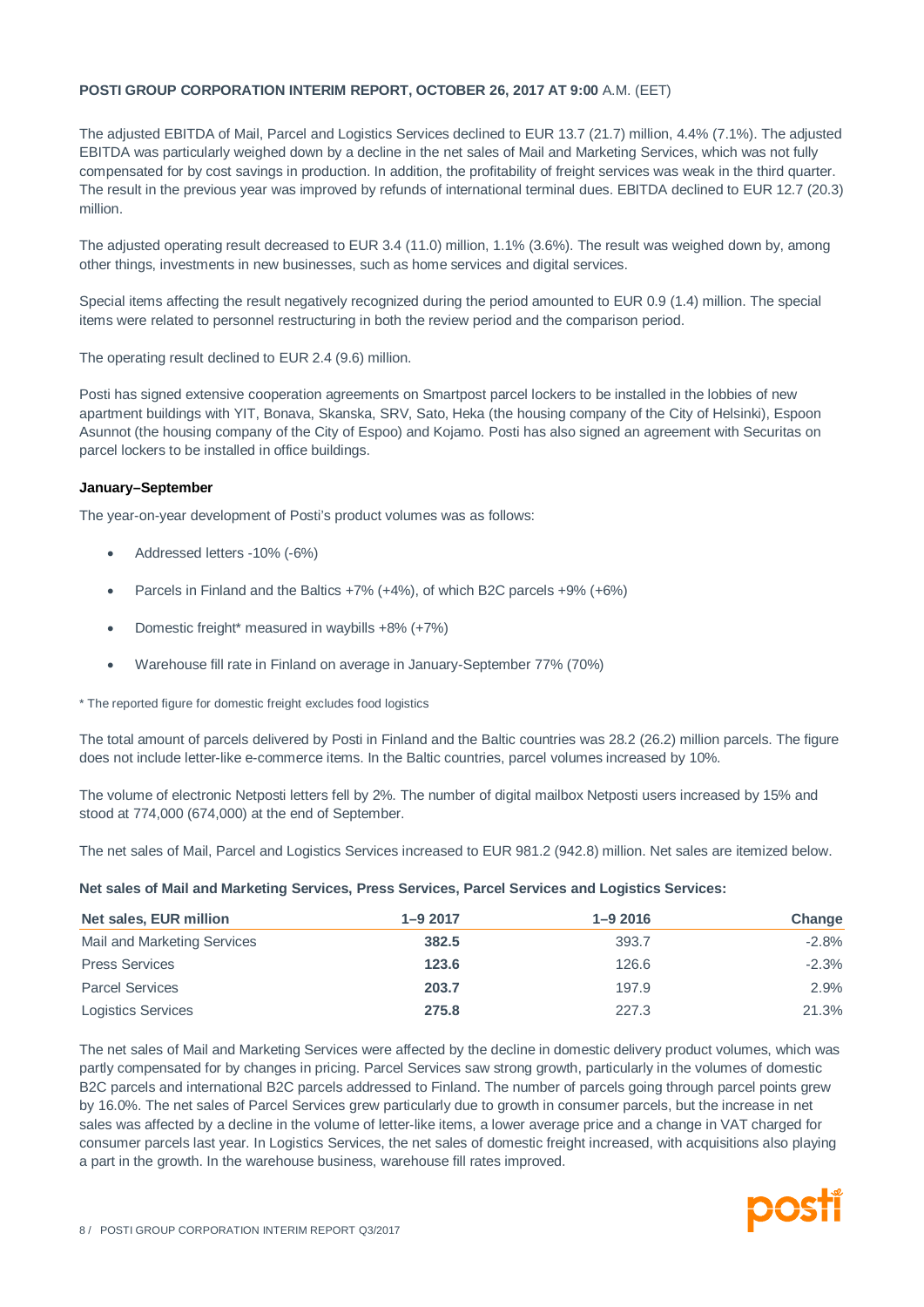The adjusted EBITDA of Mail, Parcel and Logistics Services declined to EUR 13.7 (21.7) million, 4.4% (7.1%). The adjusted EBITDA was particularly weighed down by a decline in the net sales of Mail and Marketing Services, which was not fully compensated for by cost savings in production. In addition, the profitability of freight services was weak in the third quarter. The result in the previous year was improved by refunds of international terminal dues. EBITDA declined to EUR 12.7 (20.3) million.

The adjusted operating result decreased to EUR 3.4 (11.0) million, 1.1% (3.6%). The result was weighed down by, among other things, investments in new businesses, such as home services and digital services.

Special items affecting the result negatively recognized during the period amounted to EUR 0.9 (1.4) million. The special items were related to personnel restructuring in both the review period and the comparison period.

The operating result declined to EUR 2.4 (9.6) million.

Posti has signed extensive cooperation agreements on Smartpost parcel lockers to be installed in the lobbies of new apartment buildings with YIT, Bonava, Skanska, SRV, Sato, Heka (the housing company of the City of Helsinki), Espoon Asunnot (the housing company of the City of Espoo) and Kojamo. Posti has also signed an agreement with Securitas on parcel lockers to be installed in office buildings.

**January–September**

The year-on-year development of Posti's product volumes was as follows:

- Addressed letters -10% (-6%)
- Parcels in Finland and the Baltics +7% (+4%), of which B2C parcels +9% (+6%)
- Domestic freight* measured in waybills +8% (+7%)
- Warehouse fill rate in Finland on average in January-September 77% (70%)

\* The reported figure for domestic freight excludes food logistics

The total amount of parcels delivered by Posti in Finland and the Baltic countries was 28.2 (26.2) million parcels. The figure does not include letter-like e-commerce items. In the Baltic countries, parcel volumes increased by 10%.

The volume of electronic Netposti letters fell by 2%. The number of digital mailbox Netposti users increased by 15% and stood at 774,000 (674,000) at the end of September.

The net sales of Mail, Parcel and Logistics Services increased to EUR 981.2 (942.8) million. Net sales are itemized below.

**Net sales of Mail and Marketing Services, Press Services, Parcel Services and Logistics Services:**

| Net sales, EUR million | 1–9 2017 | 1–9 2016 | Change |
|---|---|---|---|
| Mail and Marketing Services | **382.5** | 393.7 | -2.8% |
| Press Services | **123.6** | 126.6 | -2.3% |
| Parcel Services | **203.7** | 197.9 | 2.9% |
| Logistics Services | **275.8** | 227.3 | 21.3% |

The net sales of Mail and Marketing Services were affected by the decline in domestic delivery product volumes, which was partly compensated for by changes in pricing. Parcel Services saw strong growth, particularly in the volumes of domestic B2C parcels and international B2C parcels addressed to Finland. The number of parcels going through parcel points grew by 16.0%. The net sales of Parcel Services grew particularly due to growth in consumer parcels, but the increase in net sales was affected by a decline in the volume of letter-like items, a lower average price and a change in VAT charged for consumer parcels last year. In Logistics Services, the net sales of domestic freight increased, with acquisitions also playing a part in the growth. In the warehouse business, warehouse fill rates improved.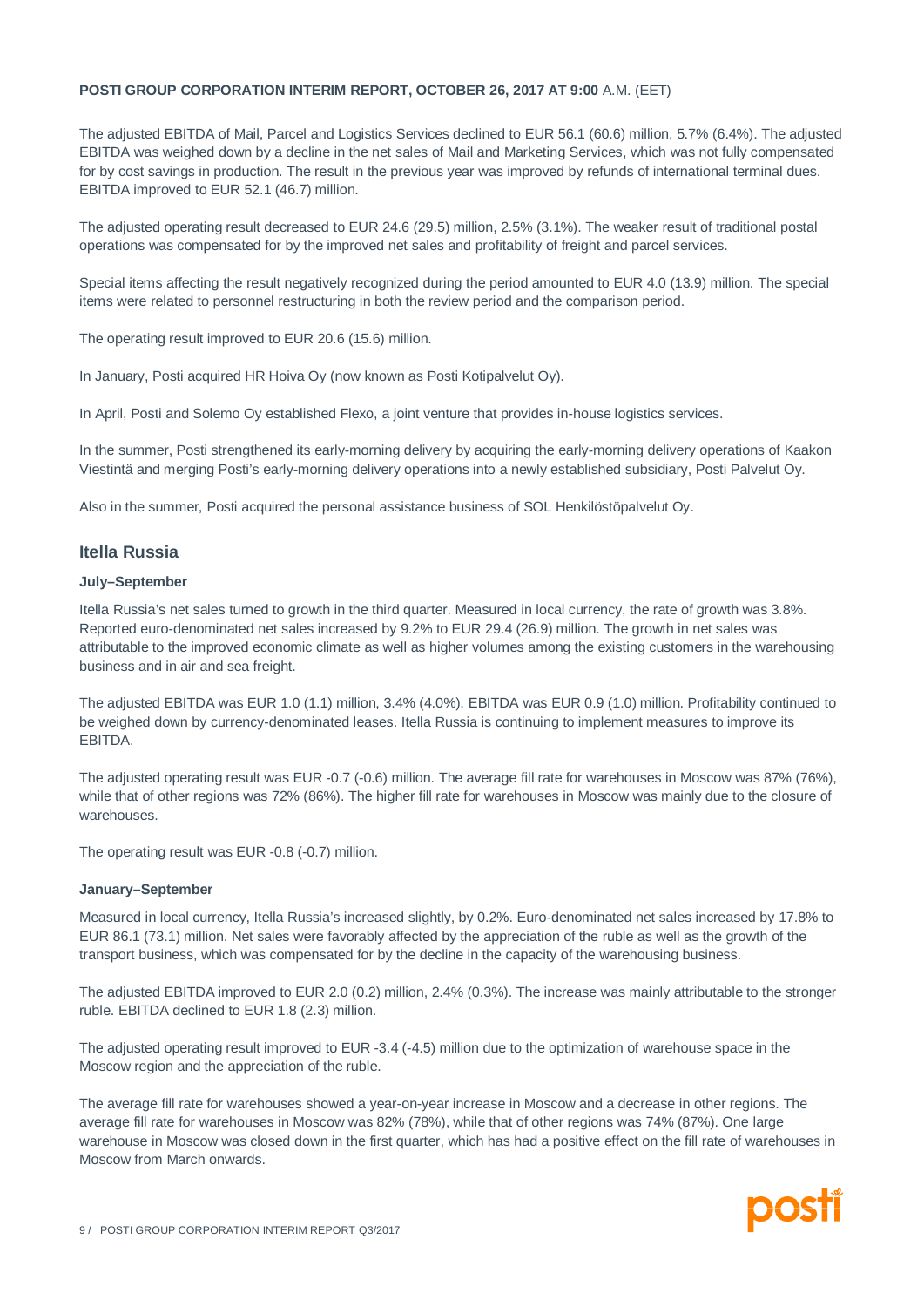The adjusted EBITDA of Mail, Parcel and Logistics Services declined to EUR 56.1 (60.6) million, 5.7% (6.4%). The adjusted EBITDA was weighed down by a decline in the net sales of Mail and Marketing Services, which was not fully compensated for by cost savings in production. The result in the previous year was improved by refunds of international terminal dues. EBITDA improved to EUR 52.1 (46.7) million.

The adjusted operating result decreased to EUR 24.6 (29.5) million, 2.5% (3.1%). The weaker result of traditional postal operations was compensated for by the improved net sales and profitability of freight and parcel services.

Special items affecting the result negatively recognized during the period amounted to EUR 4.0 (13.9) million. The special items were related to personnel restructuring in both the review period and the comparison period.

The operating result improved to EUR 20.6 (15.6) million.

In January, Posti acquired HR Hoiva Oy (now known as Posti Kotipalvelut Oy).

In April, Posti and Solemo Oy established Flexo, a joint venture that provides in-house logistics services.

In the summer, Posti strengthened its early-morning delivery by acquiring the early-morning delivery operations of Kaakon Viestintä and merging Posti's early-morning delivery operations into a newly established subsidiary, Posti Palvelut Oy.

Also in the summer, Posti acquired the personal assistance business of SOL Henkilöstöpalvelut Oy.

## Itella Russia

#### July–September

Itella Russia's net sales turned to growth in the third quarter. Measured in local currency, the rate of growth was 3.8%. Reported euro-denominated net sales increased by 9.2% to EUR 29.4 (26.9) million. The growth in net sales was attributable to the improved economic climate as well as higher volumes among the existing customers in the warehousing business and in air and sea freight.

The adjusted EBITDA was EUR 1.0 (1.1) million, 3.4% (4.0%). EBITDA was EUR 0.9 (1.0) million. Profitability continued to be weighed down by currency-denominated leases. Itella Russia is continuing to implement measures to improve its EBITDA.

The adjusted operating result was EUR -0.7 (-0.6) million. The average fill rate for warehouses in Moscow was 87% (76%), while that of other regions was 72% (86%). The higher fill rate for warehouses in Moscow was mainly due to the closure of warehouses.

The operating result was EUR -0.8 (-0.7) million.

#### January–September

Measured in local currency, Itella Russia's increased slightly, by 0.2%. Euro-denominated net sales increased by 17.8% to EUR 86.1 (73.1) million. Net sales were favorably affected by the appreciation of the ruble as well as the growth of the transport business, which was compensated for by the decline in the capacity of the warehousing business.

The adjusted EBITDA improved to EUR 2.0 (0.2) million, 2.4% (0.3%). The increase was mainly attributable to the stronger ruble. EBITDA declined to EUR 1.8 (2.3) million.

The adjusted operating result improved to EUR -3.4 (-4.5) million due to the optimization of warehouse space in the Moscow region and the appreciation of the ruble.

The average fill rate for warehouses showed a year-on-year increase in Moscow and a decrease in other regions. The average fill rate for warehouses in Moscow was 82% (78%), while that of other regions was 74% (87%). One large warehouse in Moscow was closed down in the first quarter, which has had a positive effect on the fill rate of warehouses in Moscow from March onwards.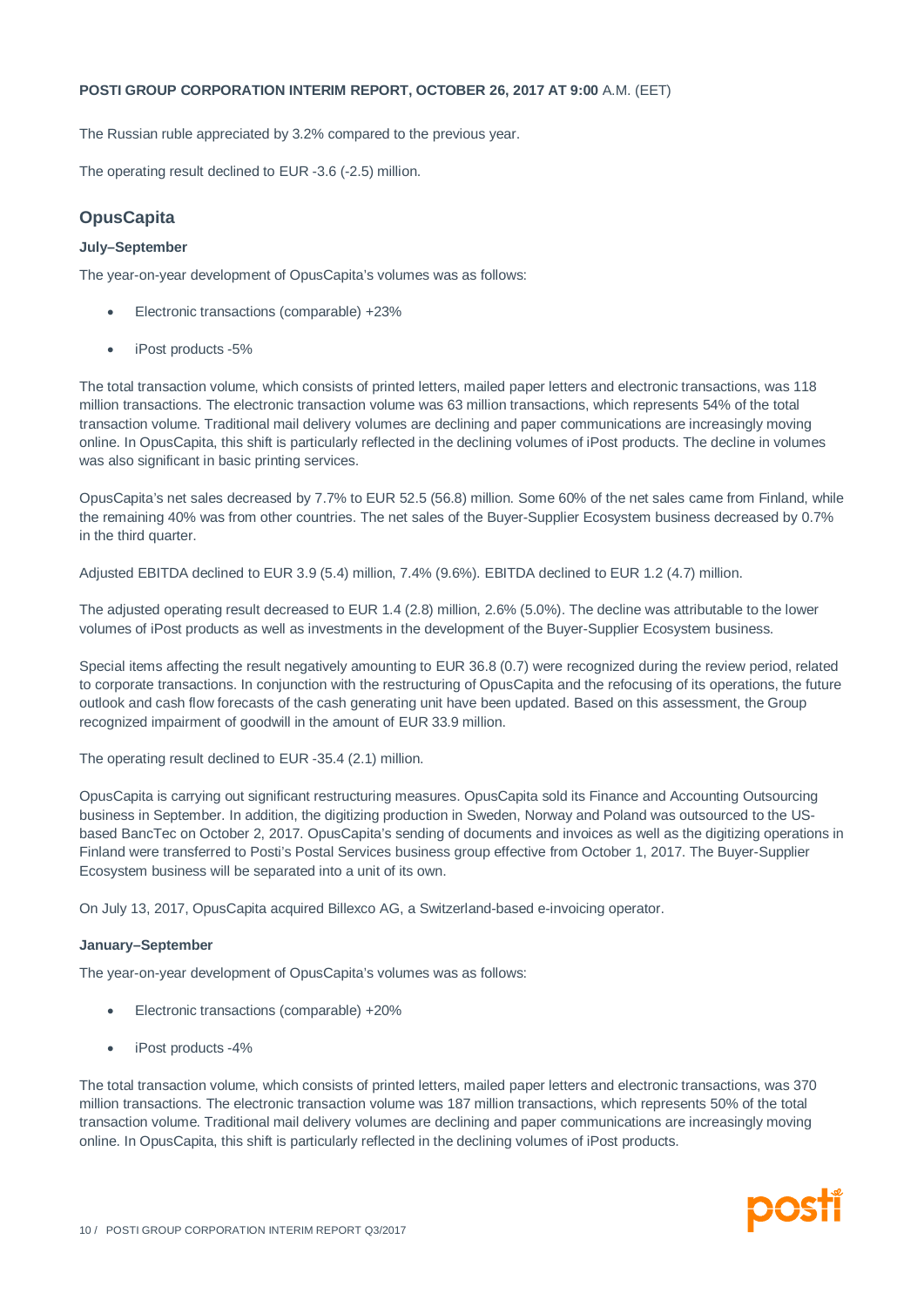The Russian ruble appreciated by 3.2% compared to the previous year.

The operating result declined to EUR -3.6 (-2.5) million.

## OpusCapita

**July–September**

The year-on-year development of OpusCapita's volumes was as follows:

- Electronic transactions (comparable) +23%
- iPost products -5%

The total transaction volume, which consists of printed letters, mailed paper letters and electronic transactions, was 118 million transactions. The electronic transaction volume was 63 million transactions, which represents 54% of the total transaction volume. Traditional mail delivery volumes are declining and paper communications are increasingly moving online. In OpusCapita, this shift is particularly reflected in the declining volumes of iPost products. The decline in volumes was also significant in basic printing services.

OpusCapita's net sales decreased by 7.7% to EUR 52.5 (56.8) million. Some 60% of the net sales came from Finland, while the remaining 40% was from other countries. The net sales of the Buyer-Supplier Ecosystem business decreased by 0.7% in the third quarter.

Adjusted EBITDA declined to EUR 3.9 (5.4) million, 7.4% (9.6%). EBITDA declined to EUR 1.2 (4.7) million.

The adjusted operating result decreased to EUR 1.4 (2.8) million, 2.6% (5.0%). The decline was attributable to the lower volumes of iPost products as well as investments in the development of the Buyer-Supplier Ecosystem business.

Special items affecting the result negatively amounting to EUR 36.8 (0.7) were recognized during the review period, related to corporate transactions. In conjunction with the restructuring of OpusCapita and the refocusing of its operations, the future outlook and cash flow forecasts of the cash generating unit have been updated. Based on this assessment, the Group recognized impairment of goodwill in the amount of EUR 33.9 million.

The operating result declined to EUR -35.4 (2.1) million.

OpusCapita is carrying out significant restructuring measures. OpusCapita sold its Finance and Accounting Outsourcing business in September. In addition, the digitizing production in Sweden, Norway and Poland was outsourced to the US-based BancTec on October 2, 2017. OpusCapita's sending of documents and invoices as well as the digitizing operations in Finland were transferred to Posti's Postal Services business group effective from October 1, 2017. The Buyer-Supplier Ecosystem business will be separated into a unit of its own.

On July 13, 2017, OpusCapita acquired Billexco AG, a Switzerland-based e-invoicing operator.

**January–September**

The year-on-year development of OpusCapita's volumes was as follows:

- Electronic transactions (comparable) +20%
- iPost products -4%

The total transaction volume, which consists of printed letters, mailed paper letters and electronic transactions, was 370 million transactions. The electronic transaction volume was 187 million transactions, which represents 50% of the total transaction volume. Traditional mail delivery volumes are declining and paper communications are increasingly moving online. In OpusCapita, this shift is particularly reflected in the declining volumes of iPost products.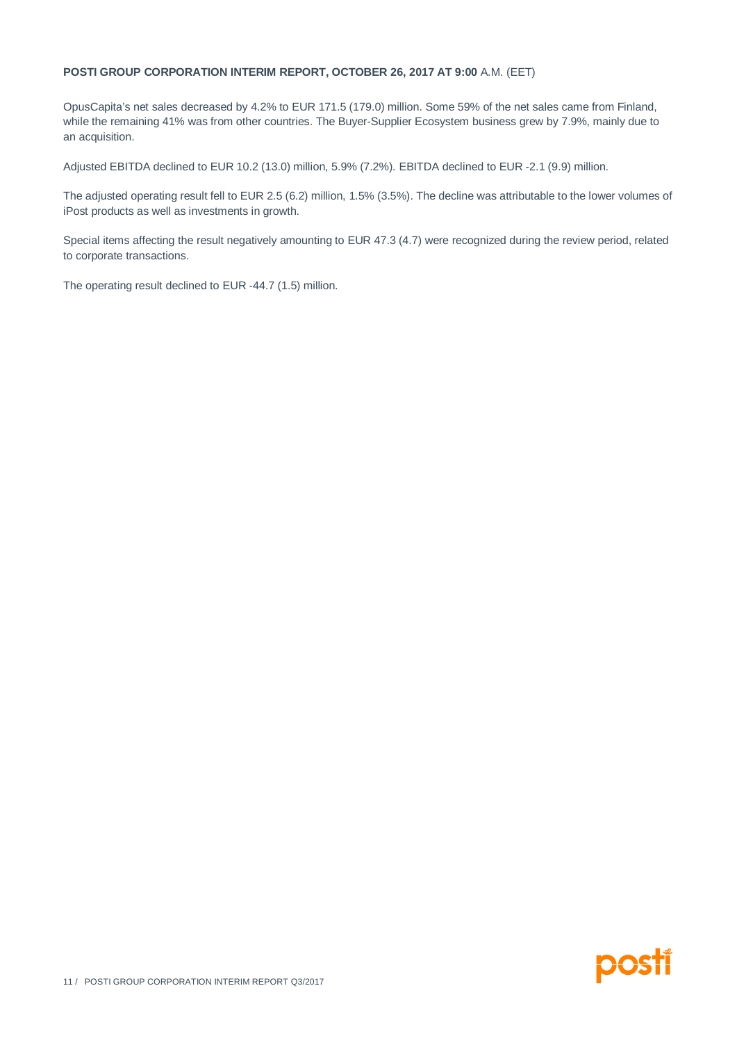OpusCapita's net sales decreased by 4.2% to EUR 171.5 (179.0) million. Some 59% of the net sales came from Finland, while the remaining 41% was from other countries. The Buyer-Supplier Ecosystem business grew by 7.9%, mainly due to an acquisition.

Adjusted EBITDA declined to EUR 10.2 (13.0) million, 5.9% (7.2%). EBITDA declined to EUR -2.1 (9.9) million.

The adjusted operating result fell to EUR 2.5 (6.2) million, 1.5% (3.5%). The decline was attributable to the lower volumes of iPost products as well as investments in growth.

Special items affecting the result negatively amounting to EUR 47.3 (4.7) were recognized during the review period, related to corporate transactions.

The operating result declined to EUR -44.7 (1.5) million.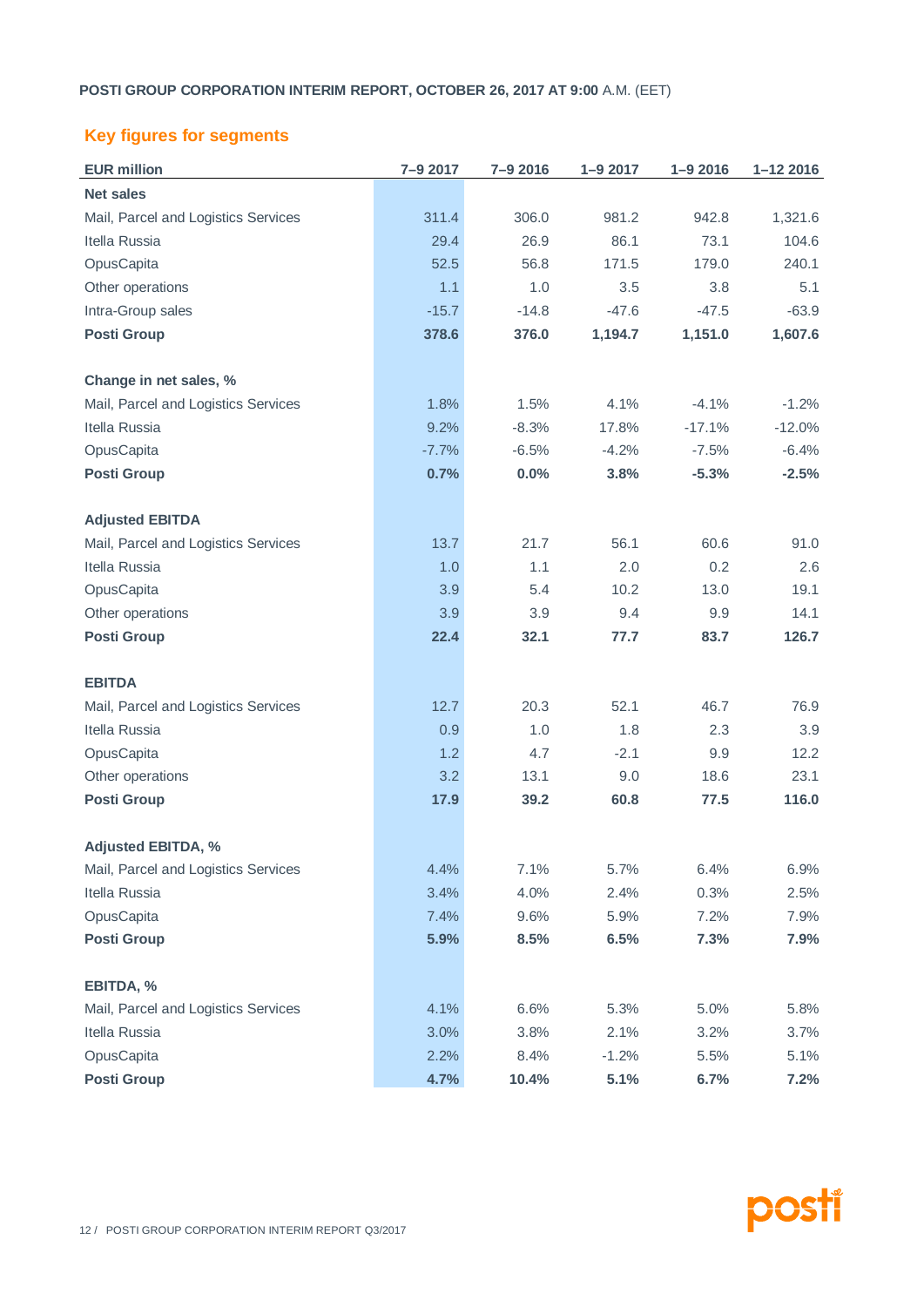## Key figures for segments

| EUR million | 7–9 2017 | 7–9 2016 | 1–9 2017 | 1–9 2016 | 1–12 2016 |
|---|---|---|---|---|---|
| **Net sales** | | | | | |
| Mail, Parcel and Logistics Services | 311.4 | 306.0 | 981.2 | 942.8 | 1,321.6 |
| Itella Russia | 29.4 | 26.9 | 86.1 | 73.1 | 104.6 |
| OpusCapita | 52.5 | 56.8 | 171.5 | 179.0 | 240.1 |
| Other operations | 1.1 | 1.0 | 3.5 | 3.8 | 5.1 |
| Intra-Group sales | -15.7 | -14.8 | -47.6 | -47.5 | -63.9 |
| **Posti Group** | **378.6** | **376.0** | **1,194.7** | **1,151.0** | **1,607.6** |
| | | | | | |
| **Change in net sales, %** | | | | | |
| Mail, Parcel and Logistics Services | 1.8% | 1.5% | 4.1% | -4.1% | -1.2% |
| Itella Russia | 9.2% | -8.3% | 17.8% | -17.1% | -12.0% |
| OpusCapita | -7.7% | -6.5% | -4.2% | -7.5% | -6.4% |
| **Posti Group** | **0.7%** | **0.0%** | **3.8%** | **-5.3%** | **-2.5%** |
| | | | | | |
| **Adjusted EBITDA** | | | | | |
| Mail, Parcel and Logistics Services | 13.7 | 21.7 | 56.1 | 60.6 | 91.0 |
| Itella Russia | 1.0 | 1.1 | 2.0 | 0.2 | 2.6 |
| OpusCapita | 3.9 | 5.4 | 10.2 | 13.0 | 19.1 |
| Other operations | 3.9 | 3.9 | 9.4 | 9.9 | 14.1 |
| **Posti Group** | **22.4** | **32.1** | **77.7** | **83.7** | **126.7** |
| | | | | | |
| **EBITDA** | | | | | |
| Mail, Parcel and Logistics Services | 12.7 | 20.3 | 52.1 | 46.7 | 76.9 |
| Itella Russia | 0.9 | 1.0 | 1.8 | 2.3 | 3.9 |
| OpusCapita | 1.2 | 4.7 | -2.1 | 9.9 | 12.2 |
| Other operations | 3.2 | 13.1 | 9.0 | 18.6 | 23.1 |
| **Posti Group** | **17.9** | **39.2** | **60.8** | **77.5** | **116.0** |
| | | | | | |
| **Adjusted EBITDA, %** | | | | | |
| Mail, Parcel and Logistics Services | 4.4% | 7.1% | 5.7% | 6.4% | 6.9% |
| Itella Russia | 3.4% | 4.0% | 2.4% | 0.3% | 2.5% |
| OpusCapita | 7.4% | 9.6% | 5.9% | 7.2% | 7.9% |
| **Posti Group** | **5.9%** | **8.5%** | **6.5%** | **7.3%** | **7.9%** |
| | | | | | |
| **EBITDA, %** | | | | | |
| Mail, Parcel and Logistics Services | 4.1% | 6.6% | 5.3% | 5.0% | 5.8% |
| Itella Russia | 3.0% | 3.8% | 2.1% | 3.2% | 3.7% |
| OpusCapita | 2.2% | 8.4% | -1.2% | 5.5% | 5.1% |
| **Posti Group** | **4.7%** | **10.4%** | **5.1%** | **6.7%** | **7.2%** |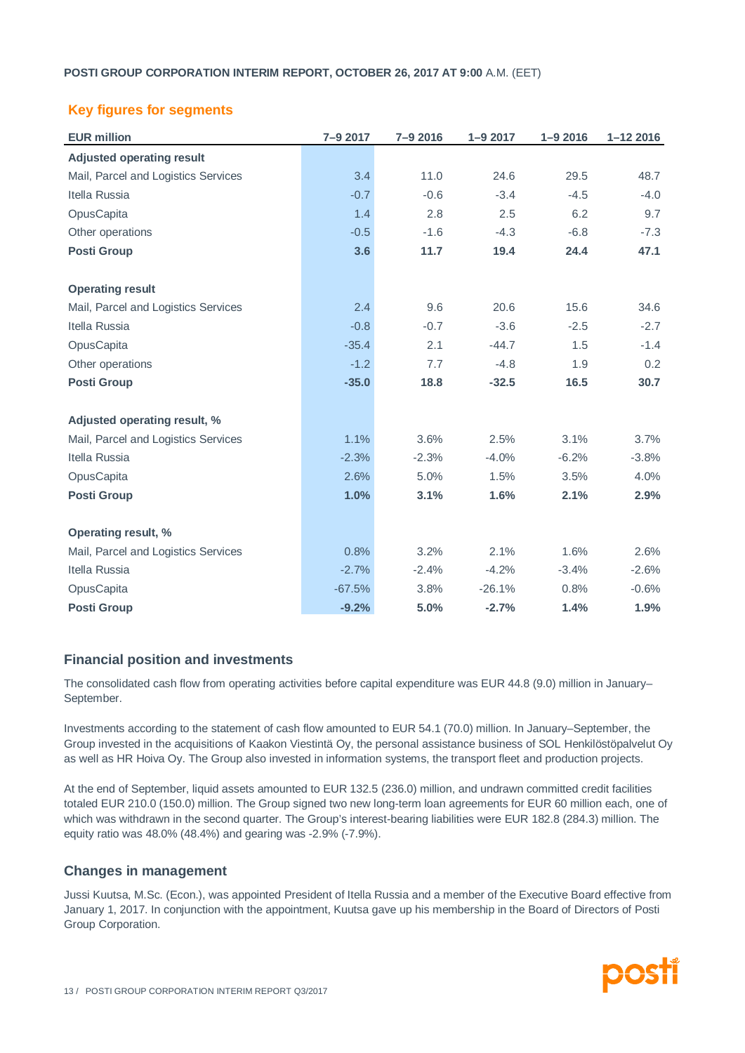## Key figures for segments

| EUR million | 7–9 2017 | 7–9 2016 | 1–9 2017 | 1–9 2016 | 1–12 2016 |
|---|---|---|---|---|---|
| **Adjusted operating result** | | | | | |
| Mail, Parcel and Logistics Services | 3.4 | 11.0 | 24.6 | 29.5 | 48.7 |
| Itella Russia | -0.7 | -0.6 | -3.4 | -4.5 | -4.0 |
| OpusCapita | 1.4 | 2.8 | 2.5 | 6.2 | 9.7 |
| Other operations | -0.5 | -1.6 | -4.3 | -6.8 | -7.3 |
| **Posti Group** | **3.6** | **11.7** | **19.4** | **24.4** | **47.1** |
| | | | | | |
| **Operating result** | | | | | |
| Mail, Parcel and Logistics Services | 2.4 | 9.6 | 20.6 | 15.6 | 34.6 |
| Itella Russia | -0.8 | -0.7 | -3.6 | -2.5 | -2.7 |
| OpusCapita | -35.4 | 2.1 | -44.7 | 1.5 | -1.4 |
| Other operations | -1.2 | 7.7 | -4.8 | 1.9 | 0.2 |
| **Posti Group** | **-35.0** | **18.8** | **-32.5** | **16.5** | **30.7** |
| | | | | | |
| **Adjusted operating result, %** | | | | | |
| Mail, Parcel and Logistics Services | 1.1% | 3.6% | 2.5% | 3.1% | 3.7% |
| Itella Russia | -2.3% | -2.3% | -4.0% | -6.2% | -3.8% |
| OpusCapita | 2.6% | 5.0% | 1.5% | 3.5% | 4.0% |
| **Posti Group** | **1.0%** | **3.1%** | **1.6%** | **2.1%** | **2.9%** |
| | | | | | |
| **Operating result, %** | | | | | |
| Mail, Parcel and Logistics Services | 0.8% | 3.2% | 2.1% | 1.6% | 2.6% |
| Itella Russia | -2.7% | -2.4% | -4.2% | -3.4% | -2.6% |
| OpusCapita | -67.5% | 3.8% | -26.1% | 0.8% | -0.6% |
| **Posti Group** | **-9.2%** | **5.0%** | **-2.7%** | **1.4%** | **1.9%** |

## Financial position and investments

The consolidated cash flow from operating activities before capital expenditure was EUR 44.8 (9.0) million in January–September.

Investments according to the statement of cash flow amounted to EUR 54.1 (70.0) million. In January–September, the Group invested in the acquisitions of Kaakon Viestintä Oy, the personal assistance business of SOL Henkilöstöpalvelut Oy as well as HR Hoiva Oy. The Group also invested in information systems, the transport fleet and production projects.

At the end of September, liquid assets amounted to EUR 132.5 (236.0) million, and undrawn committed credit facilities totaled EUR 210.0 (150.0) million. The Group signed two new long-term loan agreements for EUR 60 million each, one of which was withdrawn in the second quarter. The Group's interest-bearing liabilities were EUR 182.8 (284.3) million. The equity ratio was 48.0% (48.4%) and gearing was -2.9% (-7.9%).

## Changes in management

Jussi Kuutsa, M.Sc. (Econ.), was appointed President of Itella Russia and a member of the Executive Board effective from January 1, 2017. In conjunction with the appointment, Kuutsa gave up his membership in the Board of Directors of Posti Group Corporation.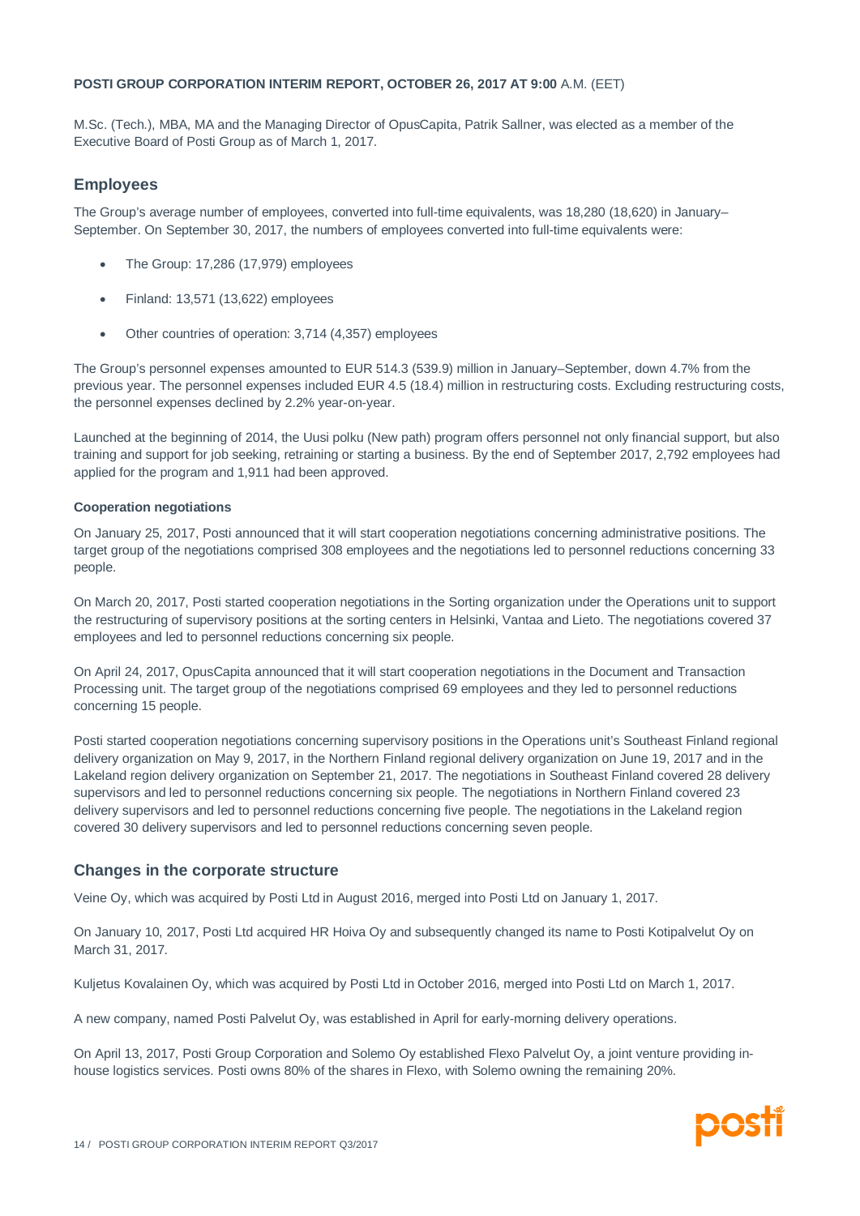M.Sc. (Tech.), MBA, MA and the Managing Director of OpusCapita, Patrik Sallner, was elected as a member of the Executive Board of Posti Group as of March 1, 2017.

## Employees

The Group's average number of employees, converted into full-time equivalents, was 18,280 (18,620) in January–September. On September 30, 2017, the numbers of employees converted into full-time equivalents were:

- The Group: 17,286 (17,979) employees
- Finland: 13,571 (13,622) employees
- Other countries of operation: 3,714 (4,357) employees

The Group's personnel expenses amounted to EUR 514.3 (539.9) million in January–September, down 4.7% from the previous year. The personnel expenses included EUR 4.5 (18.4) million in restructuring costs. Excluding restructuring costs, the personnel expenses declined by 2.2% year-on-year.

Launched at the beginning of 2014, the Uusi polku (New path) program offers personnel not only financial support, but also training and support for job seeking, retraining or starting a business. By the end of September 2017, 2,792 employees had applied for the program and 1,911 had been approved.

#### Cooperation negotiations

On January 25, 2017, Posti announced that it will start cooperation negotiations concerning administrative positions. The target group of the negotiations comprised 308 employees and the negotiations led to personnel reductions concerning 33 people.

On March 20, 2017, Posti started cooperation negotiations in the Sorting organization under the Operations unit to support the restructuring of supervisory positions at the sorting centers in Helsinki, Vantaa and Lieto. The negotiations covered 37 employees and led to personnel reductions concerning six people.

On April 24, 2017, OpusCapita announced that it will start cooperation negotiations in the Document and Transaction Processing unit. The target group of the negotiations comprised 69 employees and they led to personnel reductions concerning 15 people.

Posti started cooperation negotiations concerning supervisory positions in the Operations unit's Southeast Finland regional delivery organization on May 9, 2017, in the Northern Finland regional delivery organization on June 19, 2017 and in the Lakeland region delivery organization on September 21, 2017. The negotiations in Southeast Finland covered 28 delivery supervisors and led to personnel reductions concerning six people. The negotiations in Northern Finland covered 23 delivery supervisors and led to personnel reductions concerning five people. The negotiations in the Lakeland region covered 30 delivery supervisors and led to personnel reductions concerning seven people.

## Changes in the corporate structure

Veine Oy, which was acquired by Posti Ltd in August 2016, merged into Posti Ltd on January 1, 2017.

On January 10, 2017, Posti Ltd acquired HR Hoiva Oy and subsequently changed its name to Posti Kotipalvelut Oy on March 31, 2017.

Kuljetus Kovalainen Oy, which was acquired by Posti Ltd in October 2016, merged into Posti Ltd on March 1, 2017.

A new company, named Posti Palvelut Oy, was established in April for early-morning delivery operations.

On April 13, 2017, Posti Group Corporation and Solemo Oy established Flexo Palvelut Oy, a joint venture providing in-house logistics services. Posti owns 80% of the shares in Flexo, with Solemo owning the remaining 20%.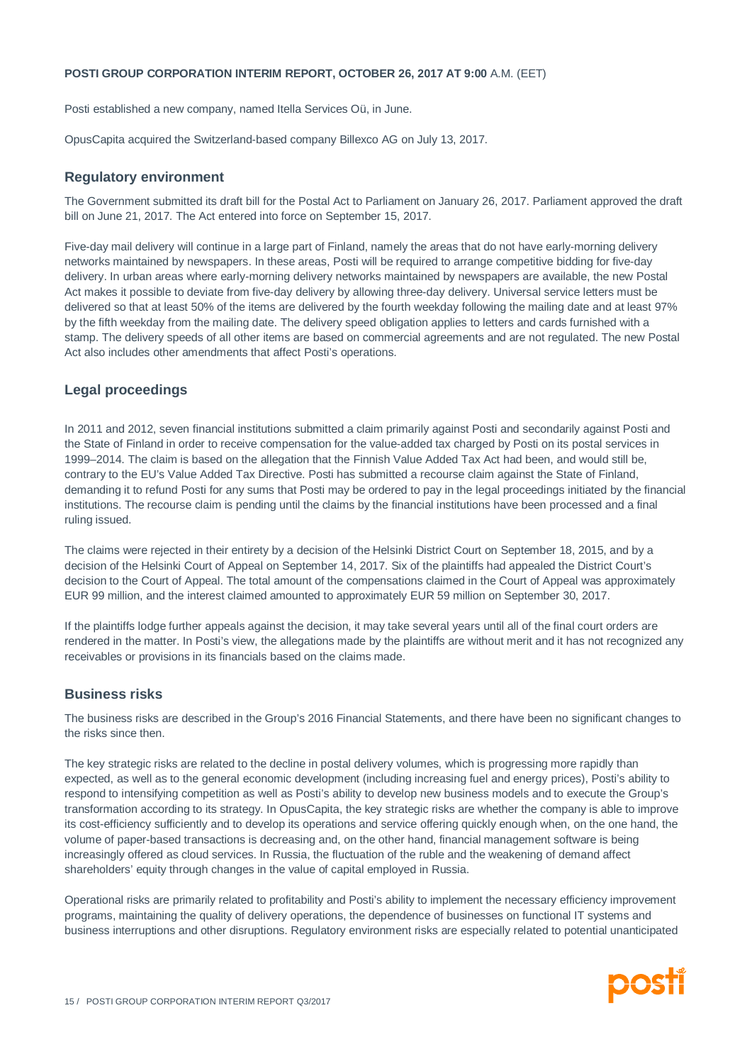Posti established a new company, named Itella Services Oü, in June.

OpusCapita acquired the Switzerland-based company Billexco AG on July 13, 2017.

## Regulatory environment

The Government submitted its draft bill for the Postal Act to Parliament on January 26, 2017. Parliament approved the draft bill on June 21, 2017. The Act entered into force on September 15, 2017.

Five-day mail delivery will continue in a large part of Finland, namely the areas that do not have early-morning delivery networks maintained by newspapers. In these areas, Posti will be required to arrange competitive bidding for five-day delivery. In urban areas where early-morning delivery networks maintained by newspapers are available, the new Postal Act makes it possible to deviate from five-day delivery by allowing three-day delivery. Universal service letters must be delivered so that at least 50% of the items are delivered by the fourth weekday following the mailing date and at least 97% by the fifth weekday from the mailing date. The delivery speed obligation applies to letters and cards furnished with a stamp. The delivery speeds of all other items are based on commercial agreements and are not regulated. The new Postal Act also includes other amendments that affect Posti's operations.

## Legal proceedings

In 2011 and 2012, seven financial institutions submitted a claim primarily against Posti and secondarily against Posti and the State of Finland in order to receive compensation for the value-added tax charged by Posti on its postal services in 1999–2014. The claim is based on the allegation that the Finnish Value Added Tax Act had been, and would still be, contrary to the EU's Value Added Tax Directive. Posti has submitted a recourse claim against the State of Finland, demanding it to refund Posti for any sums that Posti may be ordered to pay in the legal proceedings initiated by the financial institutions. The recourse claim is pending until the claims by the financial institutions have been processed and a final ruling issued.

The claims were rejected in their entirety by a decision of the Helsinki District Court on September 18, 2015, and by a decision of the Helsinki Court of Appeal on September 14, 2017. Six of the plaintiffs had appealed the District Court's decision to the Court of Appeal. The total amount of the compensations claimed in the Court of Appeal was approximately EUR 99 million, and the interest claimed amounted to approximately EUR 59 million on September 30, 2017.

If the plaintiffs lodge further appeals against the decision, it may take several years until all of the final court orders are rendered in the matter. In Posti's view, the allegations made by the plaintiffs are without merit and it has not recognized any receivables or provisions in its financials based on the claims made.

## Business risks

The business risks are described in the Group's 2016 Financial Statements, and there have been no significant changes to the risks since then.

The key strategic risks are related to the decline in postal delivery volumes, which is progressing more rapidly than expected, as well as to the general economic development (including increasing fuel and energy prices), Posti's ability to respond to intensifying competition as well as Posti's ability to develop new business models and to execute the Group's transformation according to its strategy. In OpusCapita, the key strategic risks are whether the company is able to improve its cost-efficiency sufficiently and to develop its operations and service offering quickly enough when, on the one hand, the volume of paper-based transactions is decreasing and, on the other hand, financial management software is being increasingly offered as cloud services. In Russia, the fluctuation of the ruble and the weakening of demand affect shareholders' equity through changes in the value of capital employed in Russia.

Operational risks are primarily related to profitability and Posti's ability to implement the necessary efficiency improvement programs, maintaining the quality of delivery operations, the dependence of businesses on functional IT systems and business interruptions and other disruptions. Regulatory environment risks are especially related to potential unanticipated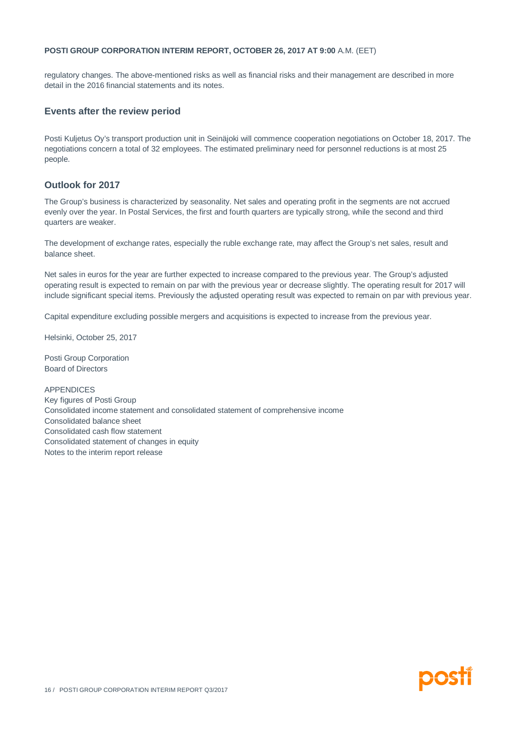regulatory changes. The above-mentioned risks as well as financial risks and their management are described in more detail in the 2016 financial statements and its notes.

## Events after the review period

Posti Kuljetus Oy's transport production unit in Seinäjoki will commence cooperation negotiations on October 18, 2017. The negotiations concern a total of 32 employees. The estimated preliminary need for personnel reductions is at most 25 people.

## Outlook for 2017

The Group's business is characterized by seasonality. Net sales and operating profit in the segments are not accrued evenly over the year. In Postal Services, the first and fourth quarters are typically strong, while the second and third quarters are weaker.

The development of exchange rates, especially the ruble exchange rate, may affect the Group's net sales, result and balance sheet.

Net sales in euros for the year are further expected to increase compared to the previous year. The Group's adjusted operating result is expected to remain on par with the previous year or decrease slightly. The operating result for 2017 will include significant special items. Previously the adjusted operating result was expected to remain on par with previous year.

Capital expenditure excluding possible mergers and acquisitions is expected to increase from the previous year.

Helsinki, October 25, 2017

Posti Group Corporation
Board of Directors

APPENDICES
Key figures of Posti Group
Consolidated income statement and consolidated statement of comprehensive income
Consolidated balance sheet
Consolidated cash flow statement
Consolidated statement of changes in equity
Notes to the interim report release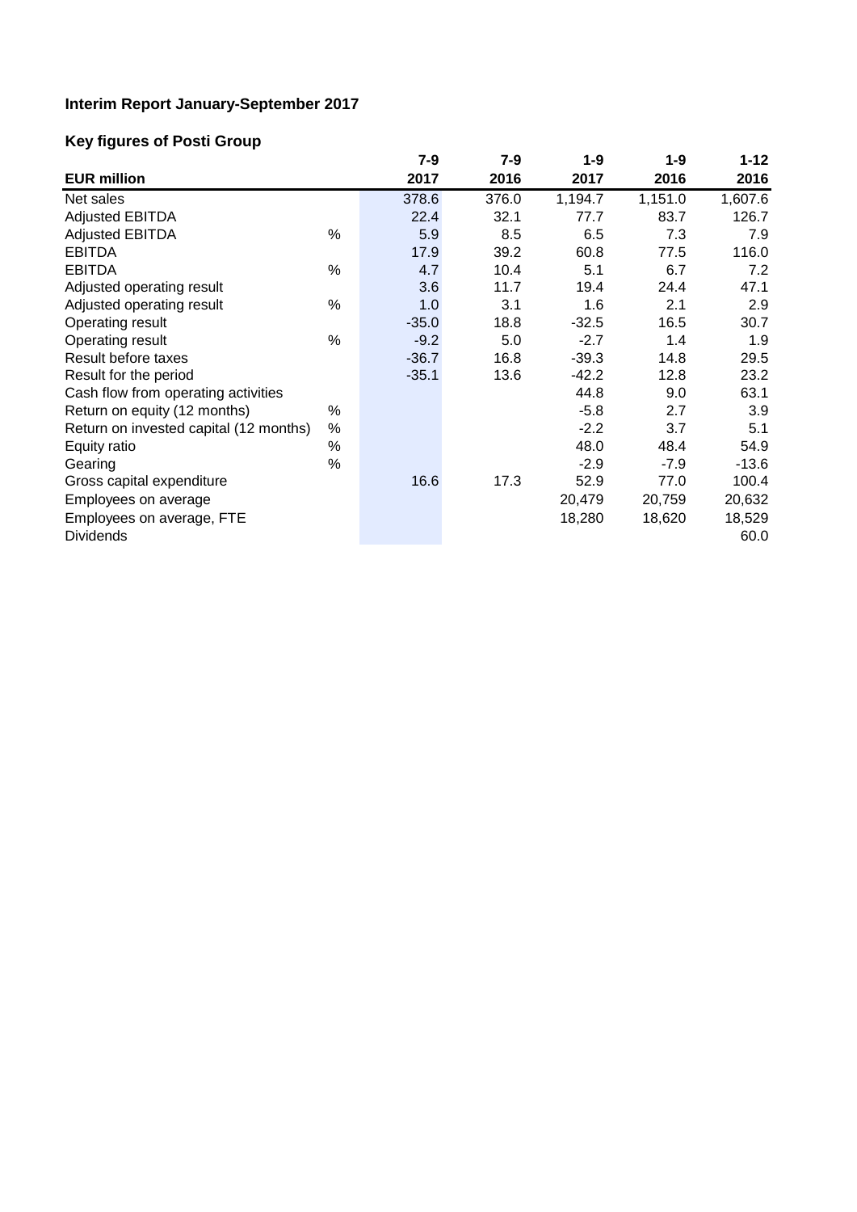**Interim Report January-September 2017**

**Key figures of Posti Group**

| EUR million | | 7-9 2017 | 7-9 2016 | 1-9 2017 | 1-9 2016 | 1-12 2016 |
|---|---|---|---|---|---|---|
| Net sales | | 378.6 | 376.0 | 1,194.7 | 1,151.0 | 1,607.6 |
| Adjusted EBITDA | | 22.4 | 32.1 | 77.7 | 83.7 | 126.7 |
| Adjusted EBITDA | % | 5.9 | 8.5 | 6.5 | 7.3 | 7.9 |
| EBITDA | | 17.9 | 39.2 | 60.8 | 77.5 | 116.0 |
| EBITDA | % | 4.7 | 10.4 | 5.1 | 6.7 | 7.2 |
| Adjusted operating result | | 3.6 | 11.7 | 19.4 | 24.4 | 47.1 |
| Adjusted operating result | % | 1.0 | 3.1 | 1.6 | 2.1 | 2.9 |
| Operating result | | -35.0 | 18.8 | -32.5 | 16.5 | 30.7 |
| Operating result | % | -9.2 | 5.0 | -2.7 | 1.4 | 1.9 |
| Result before taxes | | -36.7 | 16.8 | -39.3 | 14.8 | 29.5 |
| Result for the period | | -35.1 | 13.6 | -42.2 | 12.8 | 23.2 |
| Cash flow from operating activities | | | | 44.8 | 9.0 | 63.1 |
| Return on equity (12 months) | % | | | -5.8 | 2.7 | 3.9 |
| Return on invested capital (12 months) | % | | | -2.2 | 3.7 | 5.1 |
| Equity ratio | % | | | 48.0 | 48.4 | 54.9 |
| Gearing | % | | | -2.9 | -7.9 | -13.6 |
| Gross capital expenditure | | 16.6 | 17.3 | 52.9 | 77.0 | 100.4 |
| Employees on average | | | | 20,479 | 20,759 | 20,632 |
| Employees on average, FTE | | | | 18,280 | 18,620 | 18,529 |
| Dividends | | | | | | 60.0 |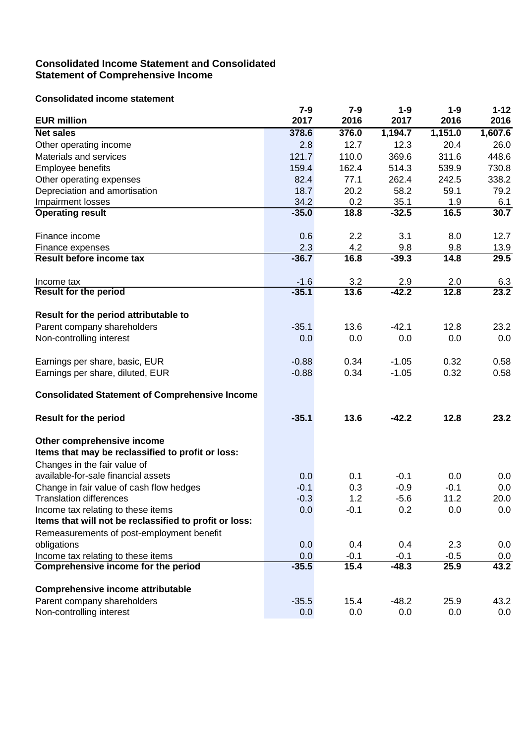## Consolidated Income Statement and Consolidated Statement of Comprehensive Income

### Consolidated income statement

| EUR million | 7-9 2017 | 7-9 2016 | 1-9 2017 | 1-9 2016 | 1-12 2016 |
|---|---|---|---|---|---|
| **Net sales** | **378.6** | **376.0** | **1,194.7** | **1,151.0** | **1,607.6** |
| Other operating income | 2.8 | 12.7 | 12.3 | 20.4 | 26.0 |
| Materials and services | 121.7 | 110.0 | 369.6 | 311.6 | 448.6 |
| Employee benefits | 159.4 | 162.4 | 514.3 | 539.9 | 730.8 |
| Other operating expenses | 82.4 | 77.1 | 262.4 | 242.5 | 338.2 |
| Depreciation and amortisation | 18.7 | 20.2 | 58.2 | 59.1 | 79.2 |
| Impairment losses | 34.2 | 0.2 | 35.1 | 1.9 | 6.1 |
| **Operating result** | **-35.0** | **18.8** | **-32.5** | **16.5** | **30.7** |
| | | | | | |
| Finance income | 0.6 | 2.2 | 3.1 | 8.0 | 12.7 |
| Finance expenses | 2.3 | 4.2 | 9.8 | 9.8 | 13.9 |
| **Result before income tax** | **-36.7** | **16.8** | **-39.3** | **14.8** | **29.5** |
| | | | | | |
| Income tax | -1.6 | 3.2 | 2.9 | 2.0 | 6.3 |
| **Result for the period** | **-35.1** | **13.6** | **-42.2** | **12.8** | **23.2** |
| | | | | | |
| **Result for the period attributable to** | | | | | |
| Parent company shareholders | -35.1 | 13.6 | -42.1 | 12.8 | 23.2 |
| Non-controlling interest | 0.0 | 0.0 | 0.0 | 0.0 | 0.0 |
| | | | | | |
| Earnings per share, basic, EUR | -0.88 | 0.34 | -1.05 | 0.32 | 0.58 |
| Earnings per share, diluted, EUR | -0.88 | 0.34 | -1.05 | 0.32 | 0.58 |
| | | | | | |
| **Consolidated Statement of Comprehensive Income** | | | | | |
| | | | | | |
| **Result for the period** | **-35.1** | **13.6** | **-42.2** | **12.8** | **23.2** |
| | | | | | |
| **Other comprehensive income** | | | | | |
| **Items that may be reclassified to profit or loss:** | | | | | |
| Changes in the fair value of available-for-sale financial assets | 0.0 | 0.1 | -0.1 | 0.0 | 0.0 |
| Change in fair value of cash flow hedges | -0.1 | 0.3 | -0.9 | -0.1 | 0.0 |
| Translation differences | -0.3 | 1.2 | -5.6 | 11.2 | 20.0 |
| Income tax relating to these items | 0.0 | -0.1 | 0.2 | 0.0 | 0.0 |
| **Items that will not be reclassified to profit or loss:** | | | | | |
| Remeasurements of post-employment benefit obligations | 0.0 | 0.4 | 0.4 | 2.3 | 0.0 |
| Income tax relating to these items | 0.0 | -0.1 | -0.1 | -0.5 | 0.0 |
| **Comprehensive income for the period** | **-35.5** | **15.4** | **-48.3** | **25.9** | **43.2** |
| | | | | | |
| **Comprehensive income attributable** | | | | | |
| Parent company shareholders | -35.5 | 15.4 | -48.2 | 25.9 | 43.2 |
| Non-controlling interest | 0.0 | 0.0 | 0.0 | 0.0 | 0.0 |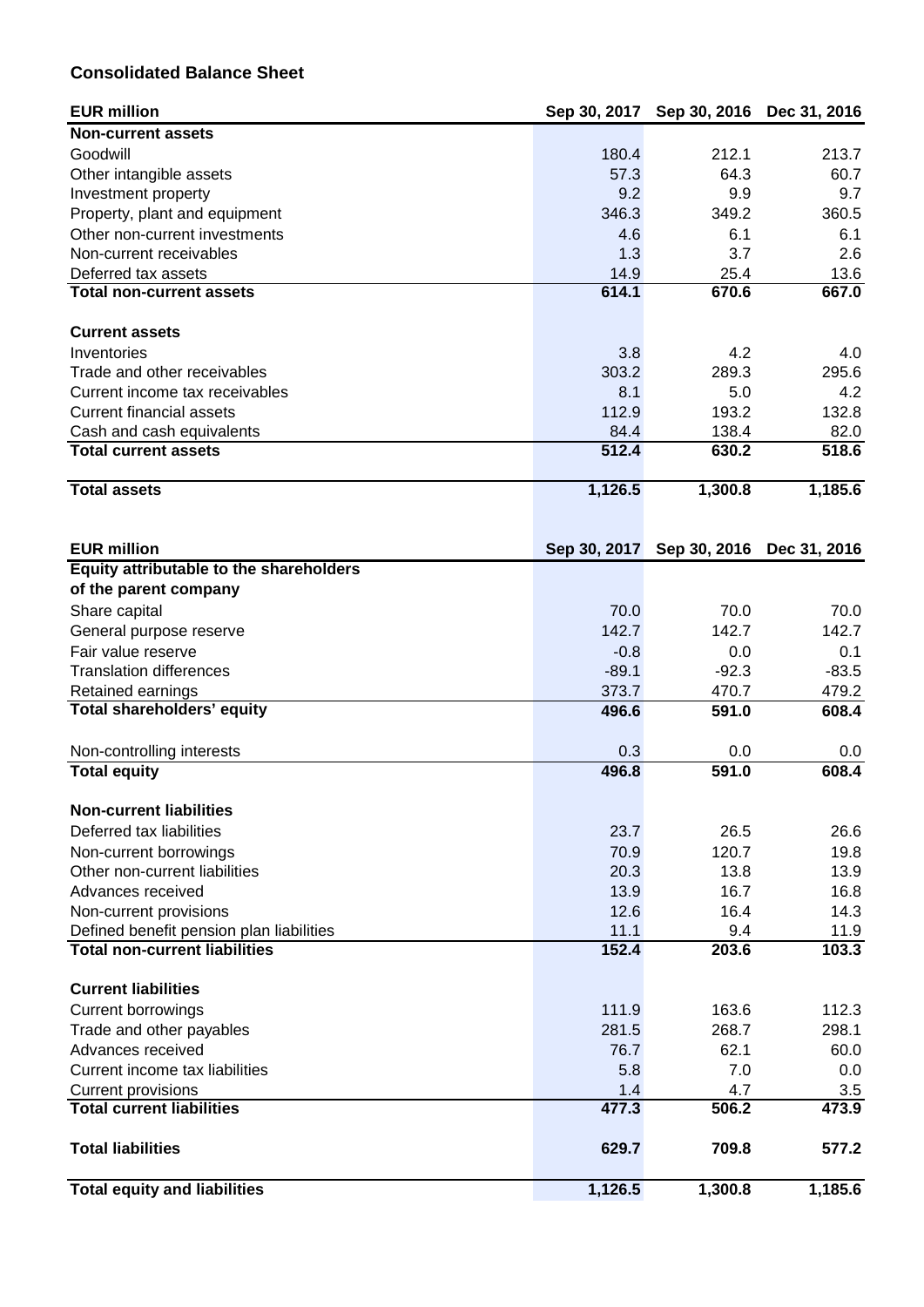# Consolidated Balance Sheet

| EUR million | Sep 30, 2017 | Sep 30, 2016 | Dec 31, 2016 |
|---|---|---|---|
| **Non-current assets** | | | |
| Goodwill | 180.4 | 212.1 | 213.7 |
| Other intangible assets | 57.3 | 64.3 | 60.7 |
| Investment property | 9.2 | 9.9 | 9.7 |
| Property, plant and equipment | 346.3 | 349.2 | 360.5 |
| Other non-current investments | 4.6 | 6.1 | 6.1 |
| Non-current receivables | 1.3 | 3.7 | 2.6 |
| Deferred tax assets | 14.9 | 25.4 | 13.6 |
| **Total non-current assets** | **614.1** | **670.6** | **667.0** |
| | | | |
| **Current assets** | | | |
| Inventories | 3.8 | 4.2 | 4.0 |
| Trade and other receivables | 303.2 | 289.3 | 295.6 |
| Current income tax receivables | 8.1 | 5.0 | 4.2 |
| Current financial assets | 112.9 | 193.2 | 132.8 |
| Cash and cash equivalents | 84.4 | 138.4 | 82.0 |
| **Total current assets** | **512.4** | **630.2** | **518.6** |
| | | | |
| **Total assets** | **1,126.5** | **1,300.8** | **1,185.6** |

| EUR million | Sep 30, 2017 | Sep 30, 2016 | Dec 31, 2016 |
|---|---|---|---|
| **Equity attributable to the shareholders of the parent company** | | | |
| Share capital | 70.0 | 70.0 | 70.0 |
| General purpose reserve | 142.7 | 142.7 | 142.7 |
| Fair value reserve | -0.8 | 0.0 | 0.1 |
| Translation differences | -89.1 | -92.3 | -83.5 |
| Retained earnings | 373.7 | 470.7 | 479.2 |
| **Total shareholders' equity** | **496.6** | **591.0** | **608.4** |
| | | | |
| Non-controlling interests | 0.3 | 0.0 | 0.0 |
| **Total equity** | **496.8** | **591.0** | **608.4** |
| | | | |
| **Non-current liabilities** | | | |
| Deferred tax liabilities | 23.7 | 26.5 | 26.6 |
| Non-current borrowings | 70.9 | 120.7 | 19.8 |
| Other non-current liabilities | 20.3 | 13.8 | 13.9 |
| Advances received | 13.9 | 16.7 | 16.8 |
| Non-current provisions | 12.6 | 16.4 | 14.3 |
| Defined benefit pension plan liabilities | 11.1 | 9.4 | 11.9 |
| **Total non-current liabilities** | **152.4** | **203.6** | **103.3** |
| | | | |
| **Current liabilities** | | | |
| Current borrowings | 111.9 | 163.6 | 112.3 |
| Trade and other payables | 281.5 | 268.7 | 298.1 |
| Advances received | 76.7 | 62.1 | 60.0 |
| Current income tax liabilities | 5.8 | 7.0 | 0.0 |
| Current provisions | 1.4 | 4.7 | 3.5 |
| **Total current liabilities** | **477.3** | **506.2** | **473.9** |
| | | | |
| **Total liabilities** | **629.7** | **709.8** | **577.2** |
| | | | |
| **Total equity and liabilities** | **1,126.5** | **1,300.8** | **1,185.6** |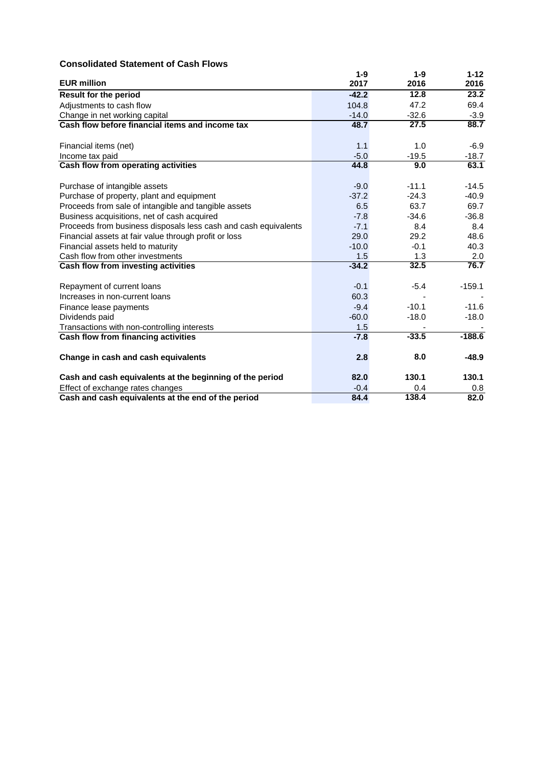## Consolidated Statement of Cash Flows

| EUR million | 1-9 2017 | 1-9 2016 | 1-12 2016 |
|---|---|---|---|
| **Result for the period** | **-42.2** | **12.8** | **23.2** |
| Adjustments to cash flow | 104.8 | 47.2 | 69.4 |
| Change in net working capital | -14.0 | -32.6 | -3.9 |
| **Cash flow before financial items and income tax** | **48.7** | **27.5** | **88.7** |
| | | | |
| Financial items (net) | 1.1 | 1.0 | -6.9 |
| Income tax paid | -5.0 | -19.5 | -18.7 |
| **Cash flow from operating activities** | **44.8** | **9.0** | **63.1** |
| | | | |
| Purchase of intangible assets | -9.0 | -11.1 | -14.5 |
| Purchase of property, plant and equipment | -37.2 | -24.3 | -40.9 |
| Proceeds from sale of intangible and tangible assets | 6.5 | 63.7 | 69.7 |
| Business acquisitions, net of cash acquired | -7.8 | -34.6 | -36.8 |
| Proceeds from business disposals less cash and cash equivalents | -7.1 | 8.4 | 8.4 |
| Financial assets at fair value through profit or loss | 29.0 | 29.2 | 48.6 |
| Financial assets held to maturity | -10.0 | -0.1 | 40.3 |
| Cash flow from other investments | 1.5 | 1.3 | 2.0 |
| **Cash flow from investing activities** | **-34.2** | **32.5** | **76.7** |
| | | | |
| Repayment of current loans | -0.1 | -5.4 | -159.1 |
| Increases in non-current loans | 60.3 | - | - |
| Finance lease payments | -9.4 | -10.1 | -11.6 |
| Dividends paid | -60.0 | -18.0 | -18.0 |
| Transactions with non-controlling interests | 1.5 | - | - |
| **Cash flow from financing activities** | **-7.8** | **-33.5** | **-188.6** |
| | | | |
| **Change in cash and cash equivalents** | **2.8** | **8.0** | **-48.9** |
| | | | |
| **Cash and cash equivalents at the beginning of the period** | **82.0** | **130.1** | **130.1** |
| Effect of exchange rates changes | -0.4 | 0.4 | 0.8 |
| **Cash and cash equivalents at the end of the period** | **84.4** | **138.4** | **82.0** |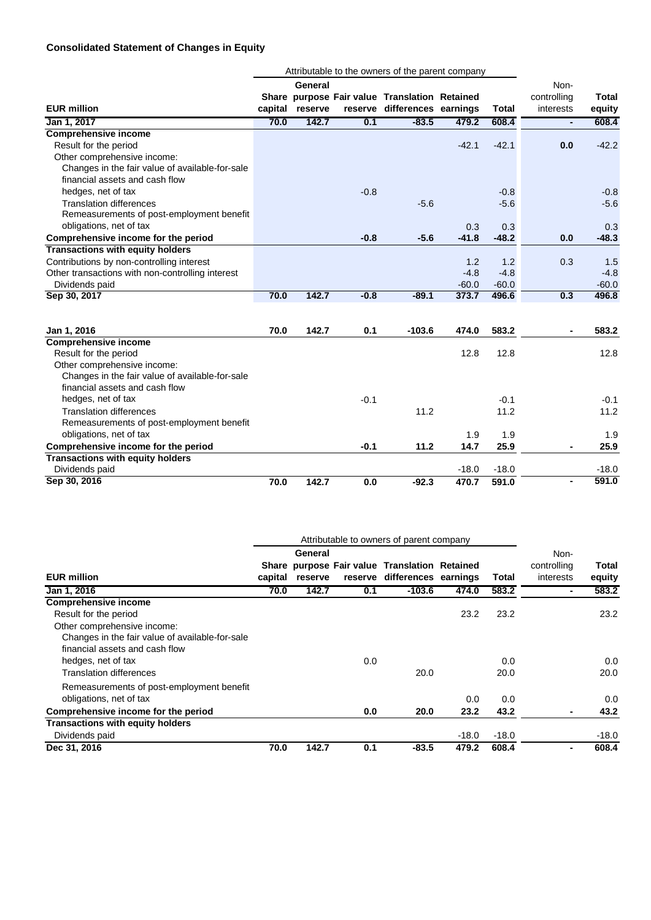## Consolidated Statement of Changes in Equity

| | Attributable to the owners of the parent company | | | | | | | |
|---|---|---|---|---|---|---|---|---|
| EUR million | Share capital | General purpose reserve | Fair value reserve | Translation differences | Retained earnings | Total | Non-controlling interests | Total equity |
| **Jan 1, 2017** | **70.0** | **142.7** | **0.1** | **-83.5** | **479.2** | **608.4** | **-** | **608.4** |
| **Comprehensive income** | | | | | | | | |
| Result for the period | | | | | -42.1 | -42.1 | **0.0** | -42.2 |
| Other comprehensive income: | | | | | | | | |
| Changes in the fair value of available-for-sale financial assets and cash flow hedges, net of tax | | | -0.8 | | | -0.8 | | -0.8 |
| Translation differences | | | | -5.6 | | -5.6 | | -5.6 |
| Remeasurements of post-employment benefit obligations, net of tax | | | | | 0.3 | 0.3 | | 0.3 |
| **Comprehensive income for the period** | | | **-0.8** | **-5.6** | **-41.8** | **-48.2** | **0.0** | **-48.3** |
| **Transactions with equity holders** | | | | | | | | |
| Contributions by non-controlling interest | | | | | 1.2 | 1.2 | 0.3 | 1.5 |
| Other transactions with non-controlling interest | | | | | -4.8 | -4.8 | | -4.8 |
| Dividends paid | | | | | -60.0 | -60.0 | | -60.0 |
| **Sep 30, 2017** | **70.0** | **142.7** | **-0.8** | **-89.1** | **373.7** | **496.6** | **0.3** | **496.8** |
| | | | | | | | | |
| **Jan 1, 2016** | **70.0** | **142.7** | **0.1** | **-103.6** | **474.0** | **583.2** | **-** | **583.2** |
| **Comprehensive income** | | | | | | | | |
| Result for the period | | | | | 12.8 | 12.8 | | 12.8 |
| Other comprehensive income: | | | | | | | | |
| Changes in the fair value of available-for-sale financial assets and cash flow hedges, net of tax | | | -0.1 | | | -0.1 | | -0.1 |
| Translation differences | | | | 11.2 | | 11.2 | | 11.2 |
| Remeasurements of post-employment benefit obligations, net of tax | | | | | 1.9 | 1.9 | | 1.9 |
| **Comprehensive income for the period** | | | **-0.1** | **11.2** | **14.7** | **25.9** | **-** | **25.9** |
| **Transactions with equity holders** | | | | | | | | |
| Dividends paid | | | | | -18.0 | -18.0 | | -18.0 |
| **Sep 30, 2016** | **70.0** | **142.7** | **0.0** | **-92.3** | **470.7** | **591.0** | **-** | **591.0** |

| | Attributable to owners of parent company | | | | | | | |
|---|---|---|---|---|---|---|---|---|
| EUR million | Share capital | General purpose reserve | Fair value reserve | Translation differences | Retained earnings | Total | Non-controlling interests | Total equity |
| **Jan 1, 2016** | **70.0** | **142.7** | **0.1** | **-103.6** | **474.0** | **583.2** | **-** | **583.2** |
| **Comprehensive income** | | | | | | | | |
| Result for the period | | | | | 23.2 | 23.2 | | 23.2 |
| Other comprehensive income: | | | | | | | | |
| Changes in the fair value of available-for-sale financial assets and cash flow hedges, net of tax | | | 0.0 | | | 0.0 | | 0.0 |
| Translation differences | | | | 20.0 | | 20.0 | | 20.0 |
| Remeasurements of post-employment benefit obligations, net of tax | | | | | 0.0 | 0.0 | | 0.0 |
| **Comprehensive income for the period** | | | **0.0** | **20.0** | **23.2** | **43.2** | **-** | **43.2** |
| **Transactions with equity holders** | | | | | | | | |
| Dividends paid | | | | | -18.0 | -18.0 | | -18.0 |
| **Dec 31, 2016** | **70.0** | **142.7** | **0.1** | **-83.5** | **479.2** | **608.4** | **-** | **608.4** |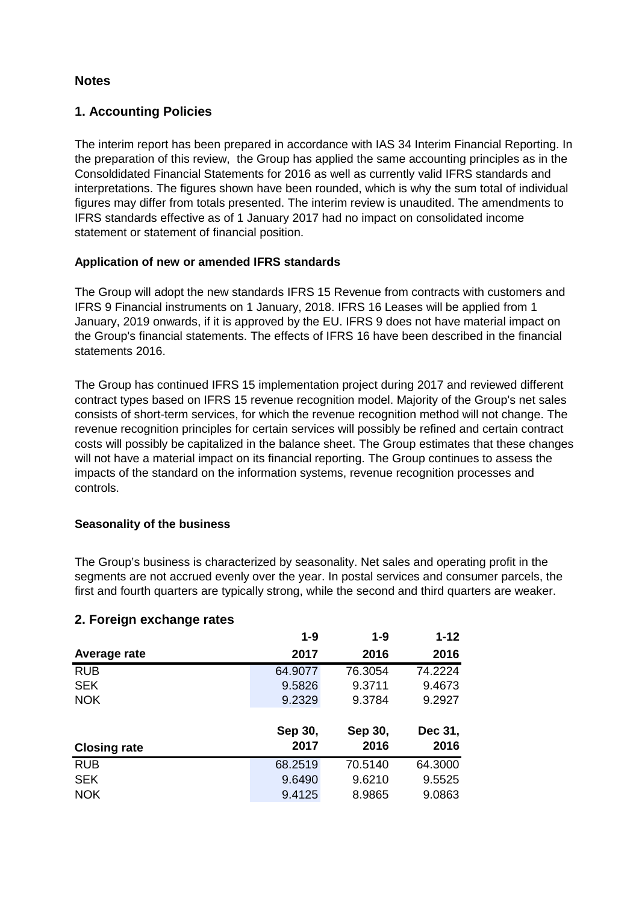# Notes

## 1. Accounting Policies

The interim report has been prepared in accordance with IAS 34 Interim Financial Reporting. In the preparation of this review, the Group has applied the same accounting principles as in the Consoldidated Financial Statements for 2016 as well as currently valid IFRS standards and interpretations. The figures shown have been rounded, which is why the sum total of individual figures may differ from totals presented. The interim review is unaudited. The amendments to IFRS standards effective as of 1 January 2017 had no impact on consolidated income statement or statement of financial position.

### Application of new or amended IFRS standards

The Group will adopt the new standards IFRS 15 Revenue from contracts with customers and IFRS 9 Financial instruments on 1 January, 2018. IFRS 16 Leases will be applied from 1 January, 2019 onwards, if it is approved by the EU. IFRS 9 does not have material impact on the Group's financial statements. The effects of IFRS 16 have been described in the financial statements 2016.

The Group has continued IFRS 15 implementation project during 2017 and reviewed different contract types based on IFRS 15 revenue recognition model. Majority of the Group's net sales consists of short-term services, for which the revenue recognition method will not change. The revenue recognition principles for certain services will possibly be refined and certain contract costs will possibly be capitalized in the balance sheet. The Group estimates that these changes will not have a material impact on its financial reporting. The Group continues to assess the impacts of the standard on the information systems, revenue recognition processes and controls.

### Seasonality of the business

The Group's business is characterized by seasonality. Net sales and operating profit in the segments are not accrued evenly over the year. In postal services and consumer parcels, the first and fourth quarters are typically strong, while the second and third quarters are weaker.

## 2. Foreign exchange rates

| Average rate | 1-9 2017 | 1-9 2016 | 1-12 2016 |
|---|---|---|---|
| RUB | 64.9077 | 76.3054 | 74.2224 |
| SEK | 9.5826 | 9.3711 | 9.4673 |
| NOK | 9.2329 | 9.3784 | 9.2927 |

| Closing rate | Sep 30, 2017 | Sep 30, 2016 | Dec 31, 2016 |
|---|---|---|---|
| RUB | 68.2519 | 70.5140 | 64.3000 |
| SEK | 9.6490 | 9.6210 | 9.5525 |
| NOK | 9.4125 | 8.9865 | 9.0863 |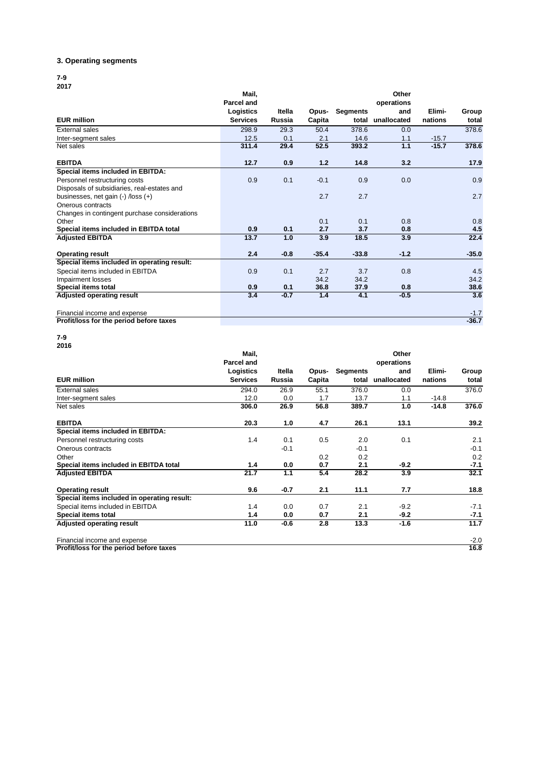### 3. Operating segments

**7-9**
**2017**

| EUR million | Mail, Parcel and Logistics Services | Itella Russia | Opus-Capita | Segments total | Other operations and unallocated | Elimi-nations | Group total |
|---|---|---|---|---|---|---|---|
| External sales | 298.9 | 29.3 | 50.4 | 378.6 | 0.0 | | 378.6 |
| Inter-segment sales | 12.5 | 0.1 | 2.1 | 14.6 | 1.1 | -15.7 | |
| Net sales | **311.4** | **29.4** | **52.5** | **393.2** | **1.1** | **-15.7** | **378.6** |
| | | | | | | | |
| **EBITDA** | **12.7** | **0.9** | **1.2** | **14.8** | **3.2** | | **17.9** |
| **Special items included in EBITDA:** | | | | | | | |
| Personnel restructuring costs | 0.9 | 0.1 | -0.1 | 0.9 | 0.0 | | 0.9 |
| Disposals of subsidiaries, real-estates and businesses, net gain (-) /loss (+) | | | 2.7 | 2.7 | | | 2.7 |
| Onerous contracts | | | | | | | |
| Changes in contingent purchase considerations | | | | | | | |
| Other | | | 0.1 | 0.1 | 0.8 | | 0.8 |
| **Special items included in EBITDA total** | **0.9** | **0.1** | **2.7** | **3.7** | **0.8** | | **4.5** |
| **Adjusted EBITDA** | **13.7** | **1.0** | **3.9** | **18.5** | **3.9** | | **22.4** |
| | | | | | | | |
| **Operating result** | **2.4** | **-0.8** | **-35.4** | **-33.8** | **-1.2** | | **-35.0** |
| **Special items included in operating result:** | | | | | | | |
| Special items included in EBITDA | 0.9 | 0.1 | 2.7 | 3.7 | 0.8 | | 4.5 |
| Impairment losses | | | 34.2 | 34.2 | | | 34.2 |
| **Special items total** | **0.9** | **0.1** | **36.8** | **37.9** | **0.8** | | **38.6** |
| **Adjusted operating result** | **3.4** | **-0.7** | **1.4** | **4.1** | **-0.5** | | **3.6** |
| | | | | | | | |
| Financial income and expense | | | | | | | -1.7 |
| **Profit/loss for the period before taxes** | | | | | | | **-36.7** |

**7-9**
**2016**

| EUR million | Mail, Parcel and Logistics Services | Itella Russia | Opus-Capita | Segments total | Other operations and unallocated | Elimi-nations | Group total |
|---|---|---|---|---|---|---|---|
| External sales | 294.0 | 26.9 | 55.1 | 376.0 | 0.0 | | 376.0 |
| Inter-segment sales | 12.0 | 0.0 | 1.7 | 13.7 | 1.1 | -14.8 | |
| Net sales | **306.0** | **26.9** | **56.8** | **389.7** | **1.0** | **-14.8** | **376.0** |
| | | | | | | | |
| **EBITDA** | **20.3** | **1.0** | **4.7** | **26.1** | **13.1** | | **39.2** |
| **Special items included in EBITDA:** | | | | | | | |
| Personnel restructuring costs | 1.4 | 0.1 | 0.5 | 2.0 | 0.1 | | 2.1 |
| Onerous contracts | | -0.1 | | -0.1 | | | -0.1 |
| Other | | | 0.2 | 0.2 | | | 0.2 |
| **Special items included in EBITDA total** | **1.4** | **0.0** | **0.7** | **2.1** | **-9.2** | | **-7.1** |
| **Adjusted EBITDA** | **21.7** | **1.1** | **5.4** | **28.2** | **3.9** | | **32.1** |
| | | | | | | | |
| **Operating result** | **9.6** | **-0.7** | **2.1** | **11.1** | **7.7** | | **18.8** |
| **Special items included in operating result:** | | | | | | | |
| Special items included in EBITDA | 1.4 | 0.0 | 0.7 | 2.1 | -9.2 | | -7.1 |
| **Special items total** | **1.4** | **0.0** | **0.7** | **2.1** | **-9.2** | | **-7.1** |
| **Adjusted operating result** | **11.0** | **-0.6** | **2.8** | **13.3** | **-1.6** | | **11.7** |
| | | | | | | | |
| Financial income and expense | | | | | | | -2.0 |
| **Profit/loss for the period before taxes** | | | | | | | **16.8** |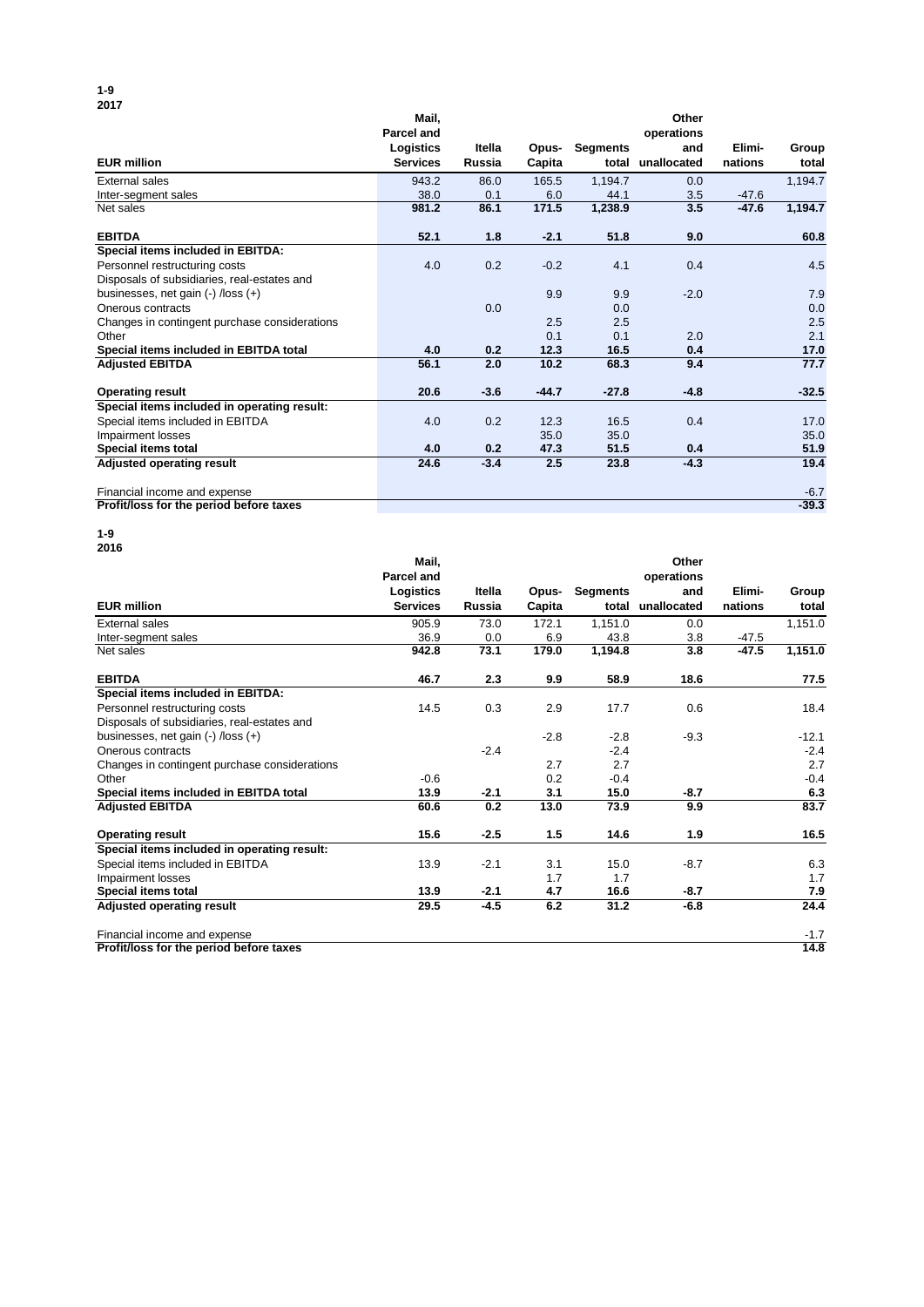**1-9**
**2017**

| EUR million | Mail, Parcel and Logistics Services | Itella Russia | Opus-Capita | Segments total | Other operations and unallocated | Elimi-nations | Group total |
|---|---|---|---|---|---|---|---|
| External sales | 943.2 | 86.0 | 165.5 | 1,194.7 | 0.0 | | 1,194.7 |
| Inter-segment sales | 38.0 | 0.1 | 6.0 | 44.1 | 3.5 | -47.6 | |
| Net sales | **981.2** | **86.1** | **171.5** | **1,238.9** | **3.5** | **-47.6** | **1,194.7** |
| | | | | | | | |
| **EBITDA** | **52.1** | **1.8** | **-2.1** | **51.8** | **9.0** | | **60.8** |
| **Special items included in EBITDA:** | | | | | | | |
| Personnel restructuring costs | 4.0 | 0.2 | -0.2 | 4.1 | 0.4 | | 4.5 |
| Disposals of subsidiaries, real-estates and businesses, net gain (-) /loss (+) | | | 9.9 | 9.9 | -2.0 | | 7.9 |
| Onerous contracts | | 0.0 | | 0.0 | | | 0.0 |
| Changes in contingent purchase considerations | | | 2.5 | 2.5 | | | 2.5 |
| Other | | | 0.1 | 0.1 | 2.0 | | 2.1 |
| **Special items included in EBITDA total** | **4.0** | **0.2** | **12.3** | **16.5** | **0.4** | | **17.0** |
| **Adjusted EBITDA** | **56.1** | **2.0** | **10.2** | **68.3** | **9.4** | | **77.7** |
| | | | | | | | |
| **Operating result** | **20.6** | **-3.6** | **-44.7** | **-27.8** | **-4.8** | | **-32.5** |
| **Special items included in operating result:** | | | | | | | |
| Special items included in EBITDA | 4.0 | 0.2 | 12.3 | 16.5 | 0.4 | | 17.0 |
| Impairment losses | | | 35.0 | 35.0 | | | 35.0 |
| **Special items total** | **4.0** | **0.2** | **47.3** | **51.5** | **0.4** | | **51.9** |
| **Adjusted operating result** | **24.6** | **-3.4** | **2.5** | **23.8** | **-4.3** | | **19.4** |
| | | | | | | | |
| Financial income and expense | | | | | | | -6.7 |
| **Profit/loss for the period before taxes** | | | | | | | **-39.3** |

**1-9**
**2016**

| EUR million | Mail, Parcel and Logistics Services | Itella Russia | Opus-Capita | Segments total | Other operations and unallocated | Elimi-nations | Group total |
|---|---|---|---|---|---|---|---|
| External sales | 905.9 | 73.0 | 172.1 | 1,151.0 | 0.0 | | 1,151.0 |
| Inter-segment sales | 36.9 | 0.0 | 6.9 | 43.8 | 3.8 | -47.5 | |
| Net sales | **942.8** | **73.1** | **179.0** | **1,194.8** | **3.8** | **-47.5** | **1,151.0** |
| | | | | | | | |
| **EBITDA** | **46.7** | **2.3** | **9.9** | **58.9** | **18.6** | | **77.5** |
| **Special items included in EBITDA:** | | | | | | | |
| Personnel restructuring costs | 14.5 | 0.3 | 2.9 | 17.7 | 0.6 | | 18.4 |
| Disposals of subsidiaries, real-estates and businesses, net gain (-) /loss (+) | | | -2.8 | -2.8 | -9.3 | | -12.1 |
| Onerous contracts | | -2.4 | | -2.4 | | | -2.4 |
| Changes in contingent purchase considerations | | | 2.7 | 2.7 | | | 2.7 |
| Other | -0.6 | | 0.2 | -0.4 | | | -0.4 |
| **Special items included in EBITDA total** | **13.9** | **-2.1** | **3.1** | **15.0** | **-8.7** | | **6.3** |
| **Adjusted EBITDA** | **60.6** | **0.2** | **13.0** | **73.9** | **9.9** | | **83.7** |
| | | | | | | | |
| **Operating result** | **15.6** | **-2.5** | **1.5** | **14.6** | **1.9** | | **16.5** |
| **Special items included in operating result:** | | | | | | | |
| Special items included in EBITDA | 13.9 | -2.1 | 3.1 | 15.0 | -8.7 | | 6.3 |
| Impairment losses | | | 1.7 | 1.7 | | | 1.7 |
| **Special items total** | **13.9** | **-2.1** | **4.7** | **16.6** | **-8.7** | | **7.9** |
| **Adjusted operating result** | **29.5** | **-4.5** | **6.2** | **31.2** | **-6.8** | | **24.4** |
| | | | | | | | |
| Financial income and expense | | | | | | | -1.7 |
| **Profit/loss for the period before taxes** | | | | | | | **14.8** |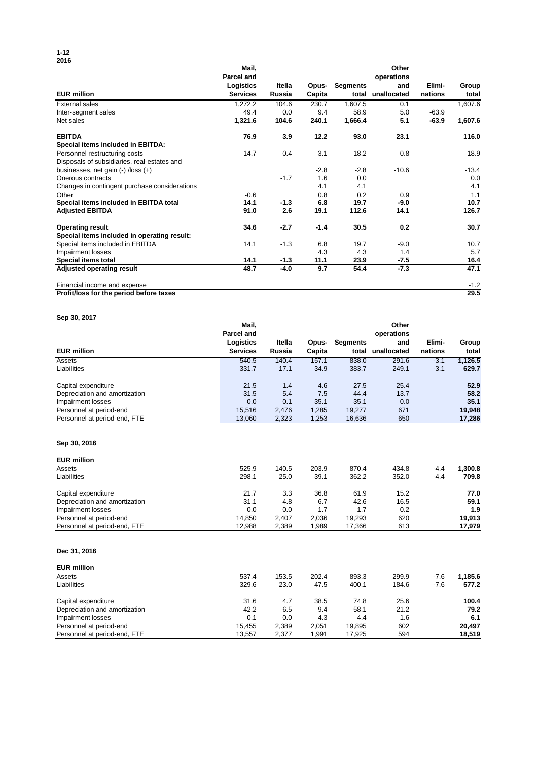**1-12 2016**

| EUR million | Mail, Parcel and Logistics Services | Itella Russia | Opus-Capita | Segments total | Other operations and unallocated | Elimi-nations | Group total |
|---|---|---|---|---|---|---|---|
| External sales | 1,272.2 | 104.6 | 230.7 | 1,607.5 | 0.1 | | 1,607.6 |
| Inter-segment sales | 49.4 | 0.0 | 9.4 | 58.9 | 5.0 | -63.9 | |
| Net sales | **1,321.6** | **104.6** | **240.1** | **1,666.4** | **5.1** | **-63.9** | **1,607.6** |
| | | | | | | | |
| **EBITDA** | **76.9** | **3.9** | **12.2** | **93.0** | **23.1** | | **116.0** |
| **Special items included in EBITDA:** | | | | | | | |
| Personnel restructuring costs | 14.7 | 0.4 | 3.1 | 18.2 | 0.8 | | 18.9 |
| Disposals of subsidiaries, real-estates and businesses, net gain (-) /loss (+) | | | -2.8 | -2.8 | -10.6 | | -13.4 |
| Onerous contracts | | -1.7 | 1.6 | 0.0 | | | 0.0 |
| Changes in contingent purchase considerations | | | 4.1 | 4.1 | | | 4.1 |
| Other | -0.6 | | 0.8 | 0.2 | 0.9 | | 1.1 |
| **Special items included in EBITDA total** | **14.1** | **-1.3** | **6.8** | **19.7** | **-9.0** | | **10.7** |
| **Adjusted EBITDA** | **91.0** | **2.6** | **19.1** | **112.6** | **14.1** | | **126.7** |
| | | | | | | | |
| **Operating result** | **34.6** | **-2.7** | **-1.4** | **30.5** | **0.2** | | **30.7** |
| **Special items included in operating result:** | | | | | | | |
| Special items included in EBITDA | 14.1 | -1.3 | 6.8 | 19.7 | -9.0 | | 10.7 |
| Impairment losses | | | 4.3 | 4.3 | 1.4 | | 5.7 |
| **Special items total** | **14.1** | **-1.3** | **11.1** | **23.9** | **-7.5** | | **16.4** |
| **Adjusted operating result** | **48.7** | **-4.0** | **9.7** | **54.4** | **-7.3** | | **47.1** |
| | | | | | | | |
| Financial income and expense | | | | | | | -1.2 |
| **Profit/loss for the period before taxes** | | | | | | | **29.5** |

**Sep 30, 2017**

| EUR million | Mail, Parcel and Logistics Services | Itella Russia | Opus-Capita | Segments total | Other operations and unallocated | Elimi-nations | Group total |
|---|---|---|---|---|---|---|---|
| Assets | 540.5 | 140.4 | 157.1 | 838.0 | 291.6 | -3.1 | **1,126.5** |
| Liabilities | 331.7 | 17.1 | 34.9 | 383.7 | 249.1 | -3.1 | **629.7** |
| | | | | | | | |
| Capital expenditure | 21.5 | 1.4 | 4.6 | 27.5 | 25.4 | | **52.9** |
| Depreciation and amortization | 31.5 | 5.4 | 7.5 | 44.4 | 13.7 | | **58.2** |
| Impairment losses | 0.0 | 0.1 | 35.1 | 35.1 | 0.0 | | **35.1** |
| Personnel at period-end | 15,516 | 2,476 | 1,285 | 19,277 | 671 | | **19,948** |
| Personnel at period-end, FTE | 13,060 | 2,323 | 1,253 | 16,636 | 650 | | **17,286** |

**Sep 30, 2016**

| EUR million | Mail, Parcel and Logistics Services | Itella Russia | Opus-Capita | Segments total | Other operations and unallocated | Elimi-nations | Group total |
|---|---|---|---|---|---|---|---|
| Assets | 525.9 | 140.5 | 203.9 | 870.4 | 434.8 | -4.4 | **1,300.8** |
| Liabilities | 298.1 | 25.0 | 39.1 | 362.2 | 352.0 | -4.4 | **709.8** |
| | | | | | | | |
| Capital expenditure | 21.7 | 3.3 | 36.8 | 61.9 | 15.2 | | **77.0** |
| Depreciation and amortization | 31.1 | 4.8 | 6.7 | 42.6 | 16.5 | | **59.1** |
| Impairment losses | 0.0 | 0.0 | 1.7 | 1.7 | 0.2 | | **1.9** |
| Personnel at period-end | 14,850 | 2,407 | 2,036 | 19,293 | 620 | | **19,913** |
| Personnel at period-end, FTE | 12,988 | 2,389 | 1,989 | 17,366 | 613 | | **17,979** |

**Dec 31, 2016**

| EUR million | Mail, Parcel and Logistics Services | Itella Russia | Opus-Capita | Segments total | Other operations and unallocated | Elimi-nations | Group total |
|---|---|---|---|---|---|---|---|
| Assets | 537.4 | 153.5 | 202.4 | 893.3 | 299.9 | -7.6 | **1,185.6** |
| Liabilities | 329.6 | 23.0 | 47.5 | 400.1 | 184.6 | -7.6 | **577.2** |
| | | | | | | | |
| Capital expenditure | 31.6 | 4.7 | 38.5 | 74.8 | 25.6 | | **100.4** |
| Depreciation and amortization | 42.2 | 6.5 | 9.4 | 58.1 | 21.2 | | **79.2** |
| Impairment losses | 0.1 | 0.0 | 4.3 | 4.4 | 1.6 | | **6.1** |
| Personnel at period-end | 15,455 | 2,389 | 2,051 | 19,895 | 602 | | **20,497** |
| Personnel at period-end, FTE | 13,557 | 2,377 | 1,991 | 17,925 | 594 | | **18,519** |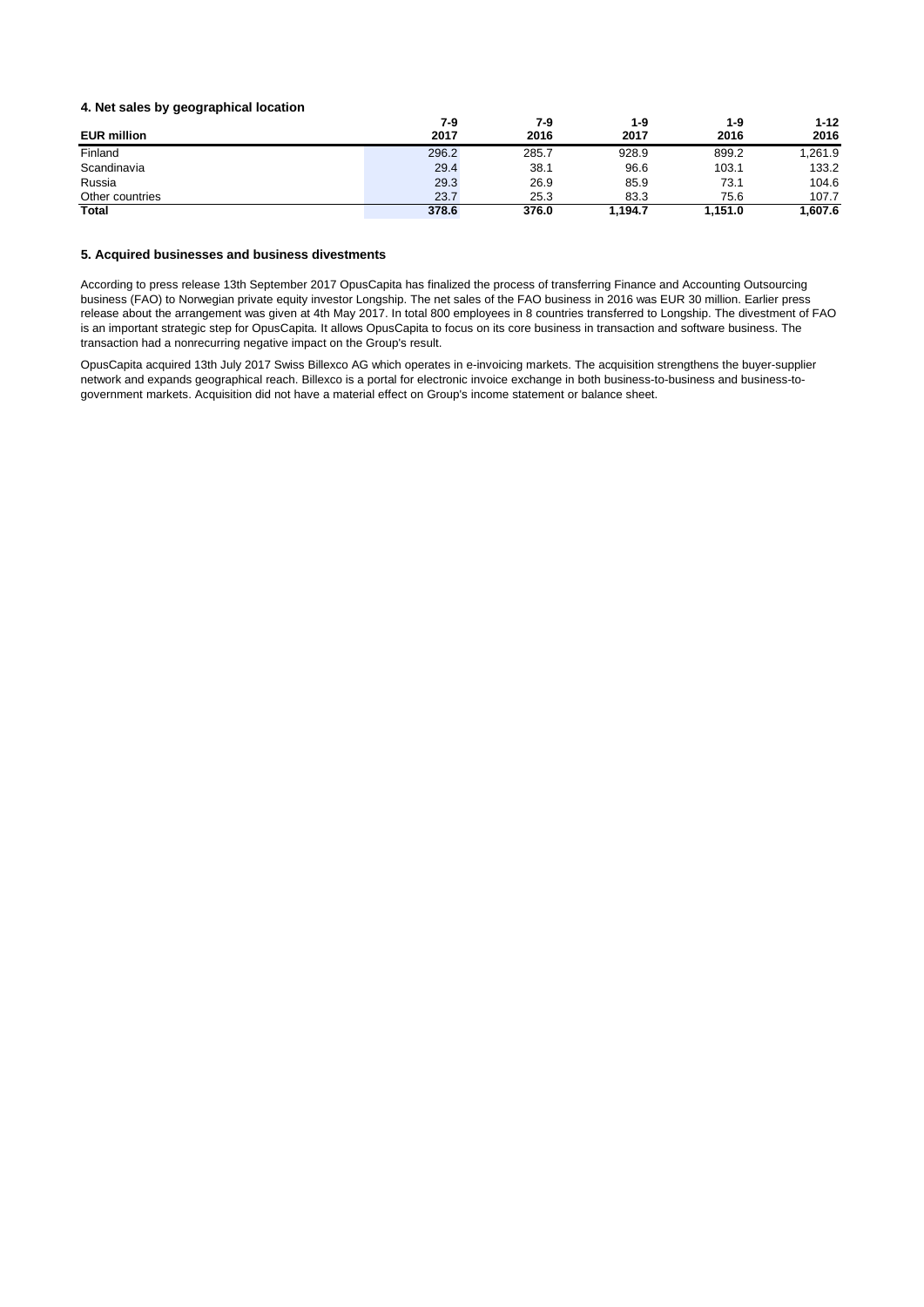### 4. Net sales by geographical location

| EUR million | 7-9 2017 | 7-9 2016 | 1-9 2017 | 1-9 2016 | 1-12 2016 |
|---|---|---|---|---|---|
| Finland | 296.2 | 285.7 | 928.9 | 899.2 | 1,261.9 |
| Scandinavia | 29.4 | 38.1 | 96.6 | 103.1 | 133.2 |
| Russia | 29.3 | 26.9 | 85.9 | 73.1 | 104.6 |
| Other countries | 23.7 | 25.3 | 83.3 | 75.6 | 107.7 |
| **Total** | **378.6** | **376.0** | **1,194.7** | **1,151.0** | **1,607.6** |

### 5. Acquired businesses and business divestments

According to press release 13th September 2017 OpusCapita has finalized the process of transferring Finance and Accounting Outsourcing business (FAO) to Norwegian private equity investor Longship. The net sales of the FAO business in 2016 was EUR 30 million. Earlier press release about the arrangement was given at 4th May 2017. In total 800 employees in 8 countries transferred to Longship. The divestment of FAO is an important strategic step for OpusCapita. It allows OpusCapita to focus on its core business in transaction and software business. The transaction had a nonrecurring negative impact on the Group's result.

OpusCapita acquired 13th July 2017 Swiss Billexco AG which operates in e-invoicing markets. The acquisition strengthens the buyer-supplier network and expands geographical reach. Billexco is a portal for electronic invoice exchange in both business-to-business and business-to-government markets. Acquisition did not have a material effect on Group's income statement or balance sheet.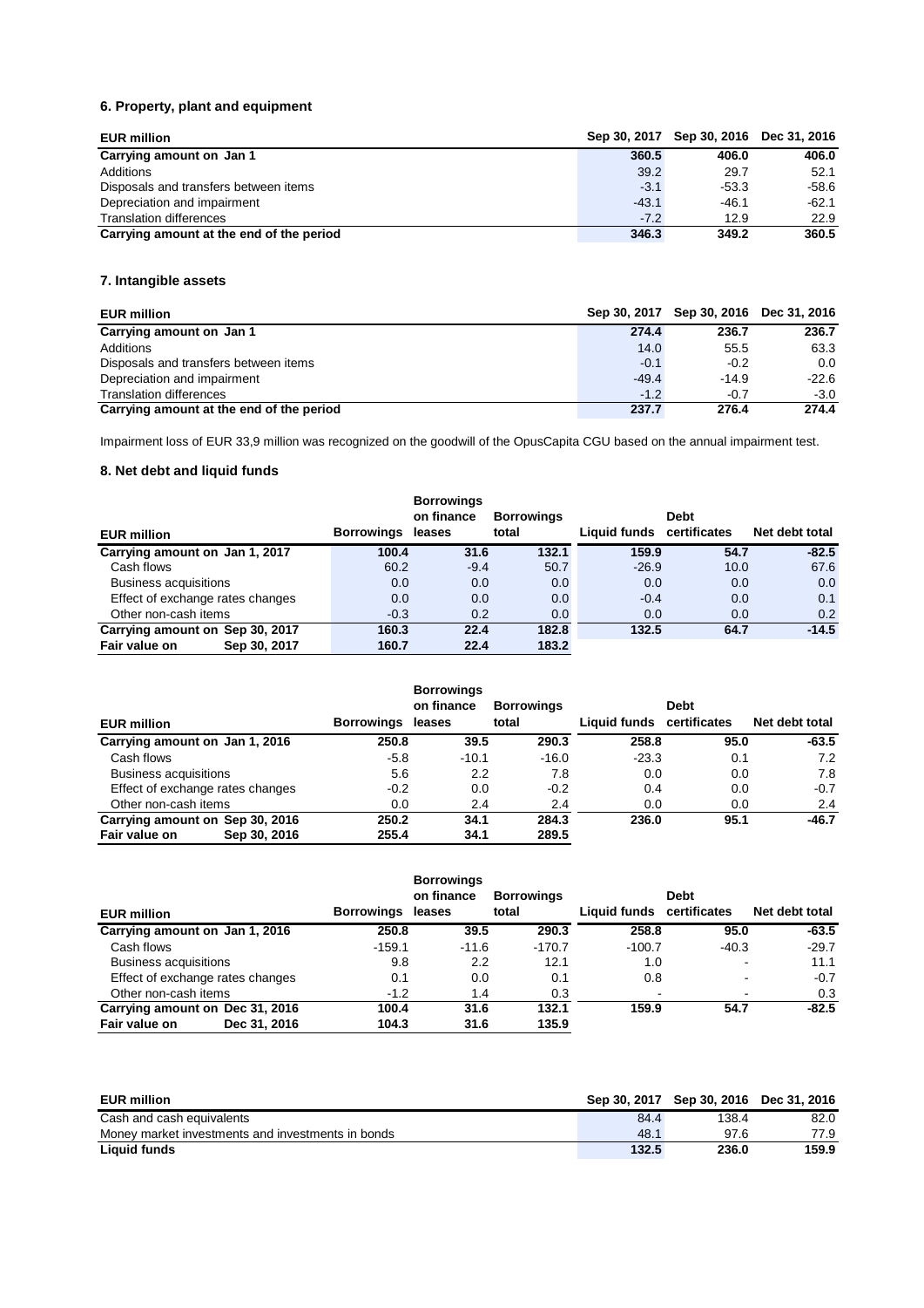## 6. Property, plant and equipment

| EUR million | Sep 30, 2017 | Sep 30, 2016 | Dec 31, 2016 |
|---|---|---|---|
| **Carrying amount on Jan 1** | **360.5** | **406.0** | **406.0** |
| Additions | 39.2 | 29.7 | 52.1 |
| Disposals and transfers between items | -3.1 | -53.3 | -58.6 |
| Depreciation and impairment | -43.1 | -46.1 | -62.1 |
| Translation differences | -7.2 | 12.9 | 22.9 |
| **Carrying amount at the end of the period** | **346.3** | **349.2** | **360.5** |

## 7. Intangible assets

| EUR million | Sep 30, 2017 | Sep 30, 2016 | Dec 31, 2016 |
|---|---|---|---|
| **Carrying amount on Jan 1** | **274.4** | **236.7** | **236.7** |
| Additions | 14.0 | 55.5 | 63.3 |
| Disposals and transfers between items | -0.1 | -0.2 | 0.0 |
| Depreciation and impairment | -49.4 | -14.9 | -22.6 |
| Translation differences | -1.2 | -0.7 | -3.0 |
| **Carrying amount at the end of the period** | **237.7** | **276.4** | **274.4** |

Impairment loss of EUR 33,9 million was recognized on the goodwill of the OpusCapita CGU based on the annual impairment test.

## 8. Net debt and liquid funds

| EUR million | Borrowings | Borrowings on finance leases | Borrowings total | Liquid funds | Debt certificates | Net debt total |
|---|---|---|---|---|---|---|
| **Carrying amount on Jan 1, 2017** | **100.4** | **31.6** | **132.1** | **159.9** | **54.7** | **-82.5** |
| Cash flows | 60.2 | -9.4 | 50.7 | -26.9 | 10.0 | 67.6 |
| Business acquisitions | 0.0 | 0.0 | 0.0 | 0.0 | 0.0 | 0.0 |
| Effect of exchange rates changes | 0.0 | 0.0 | 0.0 | -0.4 | 0.0 | 0.1 |
| Other non-cash items | -0.3 | 0.2 | 0.0 | 0.0 | 0.0 | 0.2 |
| **Carrying amount on Sep 30, 2017** | **160.3** | **22.4** | **182.8** | **132.5** | **64.7** | **-14.5** |
| **Fair value on Sep 30, 2017** | **160.7** | **22.4** | **183.2** | | | |

| EUR million | Borrowings | Borrowings on finance leases | Borrowings total | Liquid funds | Debt certificates | Net debt total |
|---|---|---|---|---|---|---|
| **Carrying amount on Jan 1, 2016** | **250.8** | **39.5** | **290.3** | **258.8** | **95.0** | **-63.5** |
| Cash flows | -5.8 | -10.1 | -16.0 | -23.3 | 0.1 | 7.2 |
| Business acquisitions | 5.6 | 2.2 | 7.8 | 0.0 | 0.0 | 7.8 |
| Effect of exchange rates changes | -0.2 | 0.0 | -0.2 | 0.4 | 0.0 | -0.7 |
| Other non-cash items | 0.0 | 2.4 | 2.4 | 0.0 | 0.0 | 2.4 |
| **Carrying amount on Sep 30, 2016** | **250.2** | **34.1** | **284.3** | **236.0** | **95.1** | **-46.7** |
| **Fair value on Sep 30, 2016** | **255.4** | **34.1** | **289.5** | | | |

| EUR million | Borrowings | Borrowings on finance leases | Borrowings total | Liquid funds | Debt certificates | Net debt total |
|---|---|---|---|---|---|---|
| **Carrying amount on Jan 1, 2016** | **250.8** | **39.5** | **290.3** | **258.8** | **95.0** | **-63.5** |
| Cash flows | -159.1 | -11.6 | -170.7 | -100.7 | -40.3 | -29.7 |
| Business acquisitions | 9.8 | 2.2 | 12.1 | 1.0 | - | 11.1 |
| Effect of exchange rates changes | 0.1 | 0.0 | 0.1 | 0.8 | - | -0.7 |
| Other non-cash items | -1.2 | 1.4 | 0.3 | - | - | 0.3 |
| **Carrying amount on Dec 31, 2016** | **100.4** | **31.6** | **132.1** | **159.9** | **54.7** | **-82.5** |
| **Fair value on Dec 31, 2016** | **104.3** | **31.6** | **135.9** | | | |

| EUR million | Sep 30, 2017 | Sep 30, 2016 | Dec 31, 2016 |
|---|---|---|---|
| Cash and cash equivalents | 84.4 | 138.4 | 82.0 |
| Money market investments and investments in bonds | 48.1 | 97.6 | 77.9 |
| **Liquid funds** | **132.5** | **236.0** | **159.9** |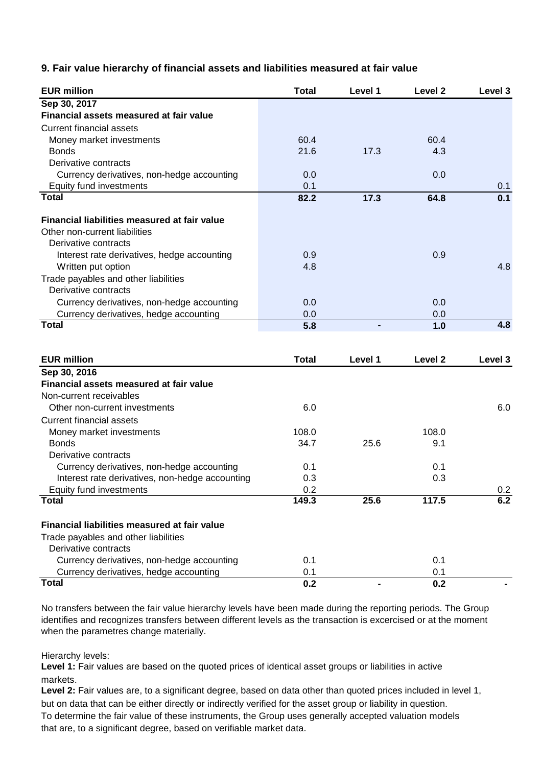### 9. Fair value hierarchy of financial assets and liabilities measured at fair value

| EUR million | Total | Level 1 | Level 2 | Level 3 |
|---|---|---|---|---|
| **Sep 30, 2017** | | | | |
| **Financial assets measured at fair value** | | | | |
| Current financial assets | | | | |
| Money market investments | 60.4 | | 60.4 | |
| Bonds | 21.6 | 17.3 | 4.3 | |
| Derivative contracts | | | | |
| Currency derivatives, non-hedge accounting | 0.0 | | 0.0 | |
| Equity fund investments | 0.1 | | | 0.1 |
| **Total** | **82.2** | **17.3** | **64.8** | **0.1** |
| | | | | |
| **Financial liabilities measured at fair value** | | | | |
| Other non-current liabilities | | | | |
| Derivative contracts | | | | |
| Interest rate derivatives, hedge accounting | 0.9 | | 0.9 | |
| Written put option | 4.8 | | | 4.8 |
| Trade payables and other liabilities | | | | |
| Derivative contracts | | | | |
| Currency derivatives, non-hedge accounting | 0.0 | | 0.0 | |
| Currency derivatives, hedge accounting | 0.0 | | 0.0 | |
| **Total** | **5.8** | **-** | **1.0** | **4.8** |

| EUR million | Total | Level 1 | Level 2 | Level 3 |
|---|---|---|---|---|
| **Sep 30, 2016** | | | | |
| **Financial assets measured at fair value** | | | | |
| Non-current receivables | | | | |
| Other non-current investments | 6.0 | | | 6.0 |
| Current financial assets | | | | |
| Money market investments | 108.0 | | 108.0 | |
| Bonds | 34.7 | 25.6 | 9.1 | |
| Derivative contracts | | | | |
| Currency derivatives, non-hedge accounting | 0.1 | | 0.1 | |
| Interest rate derivatives, non-hedge accounting | 0.3 | | 0.3 | |
| Equity fund investments | 0.2 | | | 0.2 |
| **Total** | **149.3** | **25.6** | **117.5** | **6.2** |
| | | | | |
| **Financial liabilities measured at fair value** | | | | |
| Trade payables and other liabilities | | | | |
| Derivative contracts | | | | |
| Currency derivatives, non-hedge accounting | 0.1 | | 0.1 | |
| Currency derivatives, hedge accounting | 0.1 | | 0.1 | |
| **Total** | **0.2** | **-** | **0.2** | **-** |

No transfers between the fair value hierarchy levels have been made during the reporting periods. The Group identifies and recognizes transfers between different levels as the transaction is excercised or at the moment when the parametres change materially.

Hierarchy levels:

**Level 1:** Fair values are based on the quoted prices of identical asset groups or liabilities in active markets.

**Level 2:** Fair values are, to a significant degree, based on data other than quoted prices included in level 1, but on data that can be either directly or indirectly verified for the asset group or liability in question. To determine the fair value of these instruments, the Group uses generally accepted valuation models that are, to a significant degree, based on verifiable market data.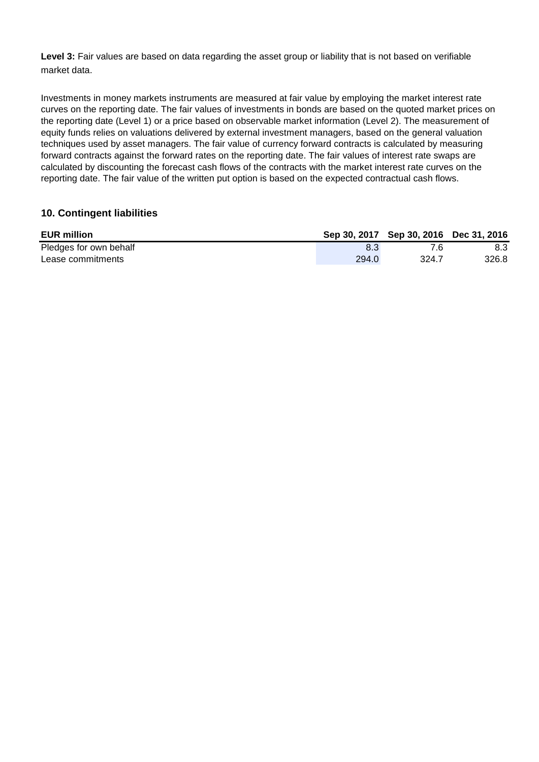**Level 3:** Fair values are based on data regarding the asset group or liability that is not based on verifiable market data.

Investments in money markets instruments are measured at fair value by employing the market interest rate curves on the reporting date. The fair values of investments in bonds are based on the quoted market prices on the reporting date (Level 1) or a price based on observable market information (Level 2). The measurement of equity funds relies on valuations delivered by external investment managers, based on the general valuation techniques used by asset managers. The fair value of currency forward contracts is calculated by measuring forward contracts against the forward rates on the reporting date. The fair values of interest rate swaps are calculated by discounting the forecast cash flows of the contracts with the market interest rate curves on the reporting date. The fair value of the written put option is based on the expected contractual cash flows.

### 10. Contingent liabilities

| EUR million | Sep 30, 2017 | Sep 30, 2016 | Dec 31, 2016 |
|---|---|---|---|
| Pledges for own behalf | 8.3 | 7.6 | 8.3 |
| Lease commitments | 294.0 | 324.7 | 326.8 |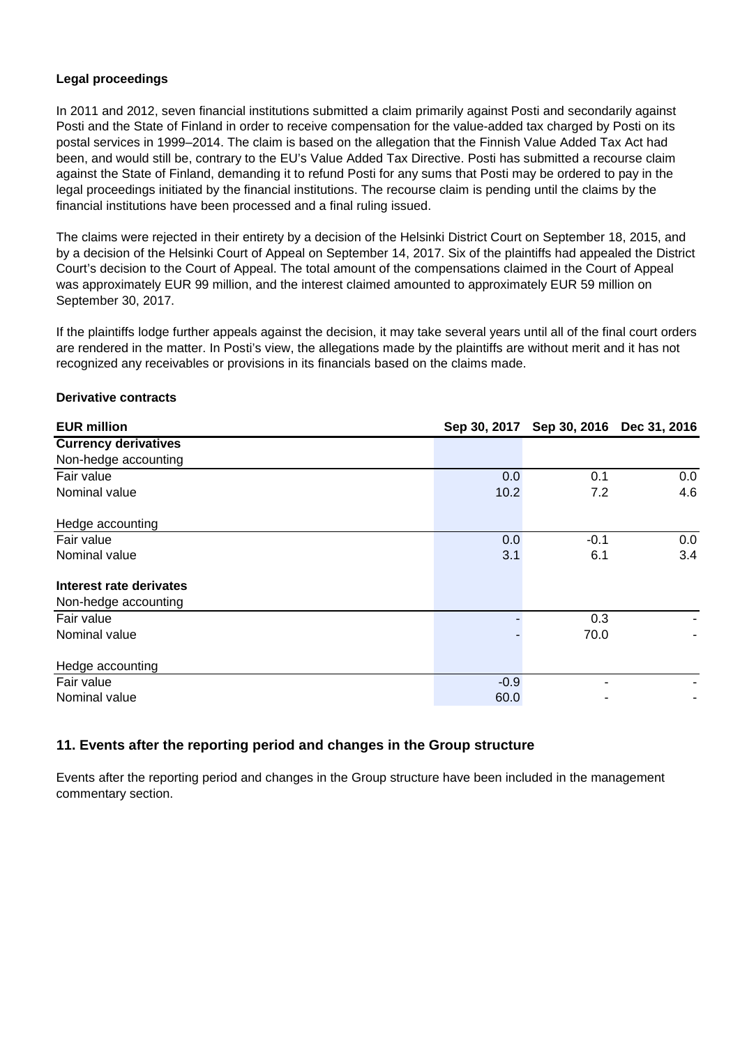**Legal proceedings**

In 2011 and 2012, seven financial institutions submitted a claim primarily against Posti and secondarily against Posti and the State of Finland in order to receive compensation for the value-added tax charged by Posti on its postal services in 1999–2014. The claim is based on the allegation that the Finnish Value Added Tax Act had been, and would still be, contrary to the EU's Value Added Tax Directive. Posti has submitted a recourse claim against the State of Finland, demanding it to refund Posti for any sums that Posti may be ordered to pay in the legal proceedings initiated by the financial institutions. The recourse claim is pending until the claims by the financial institutions have been processed and a final ruling issued.

The claims were rejected in their entirety by a decision of the Helsinki District Court on September 18, 2015, and by a decision of the Helsinki Court of Appeal on September 14, 2017. Six of the plaintiffs had appealed the District Court's decision to the Court of Appeal. The total amount of the compensations claimed in the Court of Appeal was approximately EUR 99 million, and the interest claimed amounted to approximately EUR 59 million on September 30, 2017.

If the plaintiffs lodge further appeals against the decision, it may take several years until all of the final court orders are rendered in the matter. In Posti's view, the allegations made by the plaintiffs are without merit and it has not recognized any receivables or provisions in its financials based on the claims made.

**Derivative contracts**

| EUR million | Sep 30, 2017 | Sep 30, 2016 | Dec 31, 2016 |
|---|---|---|---|
| **Currency derivatives** | | | |
| Non-hedge accounting | | | |
| Fair value | 0.0 | 0.1 | 0.0 |
| Nominal value | 10.2 | 7.2 | 4.6 |
| | | | |
| Hedge accounting | | | |
| Fair value | 0.0 | -0.1 | 0.0 |
| Nominal value | 3.1 | 6.1 | 3.4 |
| | | | |
| **Interest rate derivates** | | | |
| Non-hedge accounting | | | |
| Fair value | - | 0.3 | - |
| Nominal value | - | 70.0 | - |
| | | | |
| Hedge accounting | | | |
| Fair value | -0.9 | - | - |
| Nominal value | 60.0 | - | - |

## 11. Events after the reporting period and changes in the Group structure

Events after the reporting period and changes in the Group structure have been included in the management commentary section.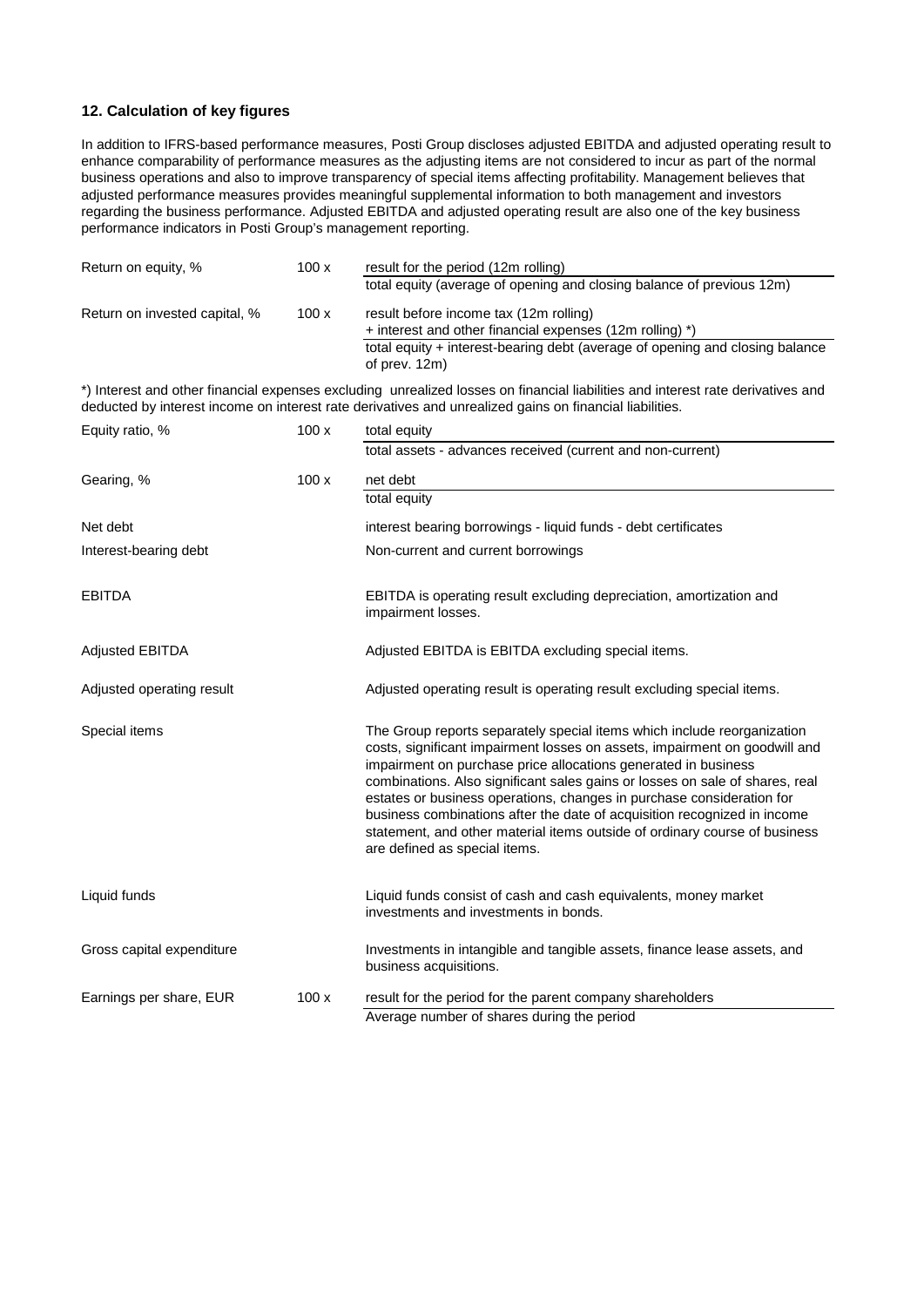### 12. Calculation of key figures

In addition to IFRS-based performance measures, Posti Group discloses adjusted EBITDA and adjusted operating result to enhance comparability of performance measures as the adjusting items are not considered to incur as part of the normal business operations and also to improve transparency of special items affecting profitability. Management believes that adjusted performance measures provides meaningful supplemental information to both management and investors regarding the business performance. Adjusted EBITDA and adjusted operating result are also one of the key business performance indicators in Posti Group's management reporting.

| | | |
|---|---|---|
| Return on equity, % | 100 x | result for the period (12m rolling) / total equity (average of opening and closing balance of previous 12m) |
| Return on invested capital, % | 100 x | result before income tax (12m rolling) + interest and other financial expenses (12m rolling) *) / total equity + interest-bearing debt (average of opening and closing balance of prev. 12m) |

*) Interest and other financial expenses excluding unrealized losses on financial liabilities and interest rate derivatives and deducted by interest income on interest rate derivatives and unrealized gains on financial liabilities.

| | | |
|---|---|---|
| Equity ratio, % | 100 x | total equity / total assets - advances received (current and non-current) |
| Gearing, % | 100 x | net debt / total equity |
| Net debt | | interest bearing borrowings - liquid funds - debt certificates |
| Interest-bearing debt | | Non-current and current borrowings |
| EBITDA | | EBITDA is operating result excluding depreciation, amortization and impairment losses. |
| Adjusted EBITDA | | Adjusted EBITDA is EBITDA excluding special items. |
| Adjusted operating result | | Adjusted operating result is operating result excluding special items. |
| Special items | | The Group reports separately special items which include reorganization costs, significant impairment losses on assets, impairment on goodwill and impairment on purchase price allocations generated in business combinations. Also significant sales gains or losses on sale of shares, real estates or business operations, changes in purchase consideration for business combinations after the date of acquisition recognized in income statement, and other material items outside of ordinary course of business are defined as special items. |
| Liquid funds | | Liquid funds consist of cash and cash equivalents, money market investments and investments in bonds. |
| Gross capital expenditure | | Investments in intangible and tangible assets, finance lease assets, and business acquisitions. |
| Earnings per share, EUR | 100 x | result for the period for the parent company shareholders / Average number of shares during the period |